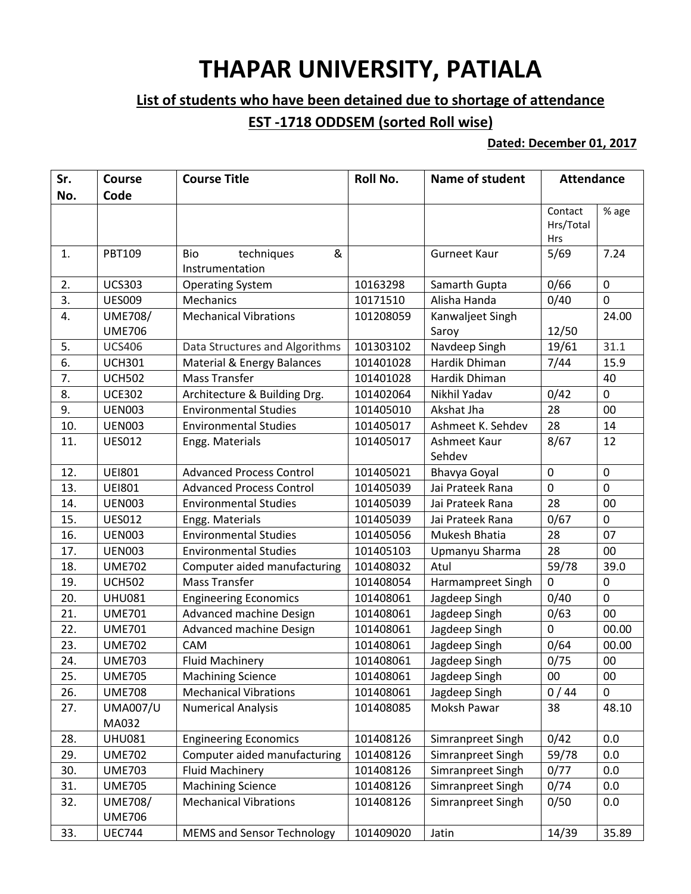# THAPAR UNIVERSITY, PATIALA

## List of students who have been detained due to shortage of attendance

## EST -1718 ODDSEM (sorted Roll wise)

**Dated: December 01, 2017**

| Sr. No. | Course Code | Course Title | Roll No. | Name of student | Attendance | |
|---|---|---|---|---|---|---|
| | | | | | Contact Hrs/Total Hrs | % age |
| 1. | PBT109 | Bio techniques & Instrumentation | | Gurneet Kaur | 5/69 | 7.24 |
| 2. | UCS303 | Operating System | 10163298 | Samarth Gupta | 0/66 | 0 |
| 3. | UES009 | Mechanics | 10171510 | Alisha Handa | 0/40 | 0 |
| 4. | UME708/ UME706 | Mechanical Vibrations | 101208059 | Kanwaljeet Singh Saroy | 12/50 | 24.00 |
| 5. | UCS406 | Data Structures and Algorithms | 101303102 | Navdeep Singh | 19/61 | 31.1 |
| 6. | UCH301 | Material & Energy Balances | 101401028 | Hardik Dhiman | 7/44 | 15.9 |
| 7. | UCH502 | Mass Transfer | 101401028 | Hardik Dhiman | | 40 |
| 8. | UCE302 | Architecture & Building Drg. | 101402064 | Nikhil Yadav | 0/42 | 0 |
| 9. | UEN003 | Environmental Studies | 101405010 | Akshat Jha | 28 | 00 |
| 10. | UEN003 | Environmental Studies | 101405017 | Ashmeet K. Sehdev | 28 | 14 |
| 11. | UES012 | Engg. Materials | 101405017 | Ashmeet Kaur Sehdev | 8/67 | 12 |
| 12. | UEI801 | Advanced Process Control | 101405021 | Bhavya Goyal | 0 | 0 |
| 13. | UEI801 | Advanced Process Control | 101405039 | Jai Prateek Rana | 0 | 0 |
| 14. | UEN003 | Environmental Studies | 101405039 | Jai Prateek Rana | 28 | 00 |
| 15. | UES012 | Engg. Materials | 101405039 | Jai Prateek Rana | 0/67 | 0 |
| 16. | UEN003 | Environmental Studies | 101405056 | Mukesh Bhatia | 28 | 07 |
| 17. | UEN003 | Environmental Studies | 101405103 | Upmanyu Sharma | 28 | 00 |
| 18. | UME702 | Computer aided manufacturing | 101408032 | Atul | 59/78 | 39.0 |
| 19. | UCH502 | Mass Transfer | 101408054 | Harmampreet Singh | 0 | 0 |
| 20. | UHU081 | Engineering Economics | 101408061 | Jagdeep Singh | 0/40 | 0 |
| 21. | UME701 | Advanced machine Design | 101408061 | Jagdeep Singh | 0/63 | 00 |
| 22. | UME701 | Advanced machine Design | 101408061 | Jagdeep Singh | 0 | 00.00 |
| 23. | UME702 | CAM | 101408061 | Jagdeep Singh | 0/64 | 00.00 |
| 24. | UME703 | Fluid Machinery | 101408061 | Jagdeep Singh | 0/75 | 00 |
| 25. | UME705 | Machining Science | 101408061 | Jagdeep Singh | 00 | 00 |
| 26. | UME708 | Mechanical Vibrations | 101408061 | Jagdeep Singh | 0 / 44 | 0 |
| 27. | UMA007/U MA032 | Numerical Analysis | 101408085 | Moksh Pawar | 38 | 48.10 |
| 28. | UHU081 | Engineering Economics | 101408126 | Simranpreet Singh | 0/42 | 0.0 |
| 29. | UME702 | Computer aided manufacturing | 101408126 | Simranpreet Singh | 59/78 | 0.0 |
| 30. | UME703 | Fluid Machinery | 101408126 | Simranpreet Singh | 0/77 | 0.0 |
| 31. | UME705 | Machining Science | 101408126 | Simranpreet Singh | 0/74 | 0.0 |
| 32. | UME708/ UME706 | Mechanical Vibrations | 101408126 | Simranpreet Singh | 0/50 | 0.0 |
| 33. | UEC744 | MEMS and Sensor Technology | 101409020 | Jatin | 14/39 | 35.89 |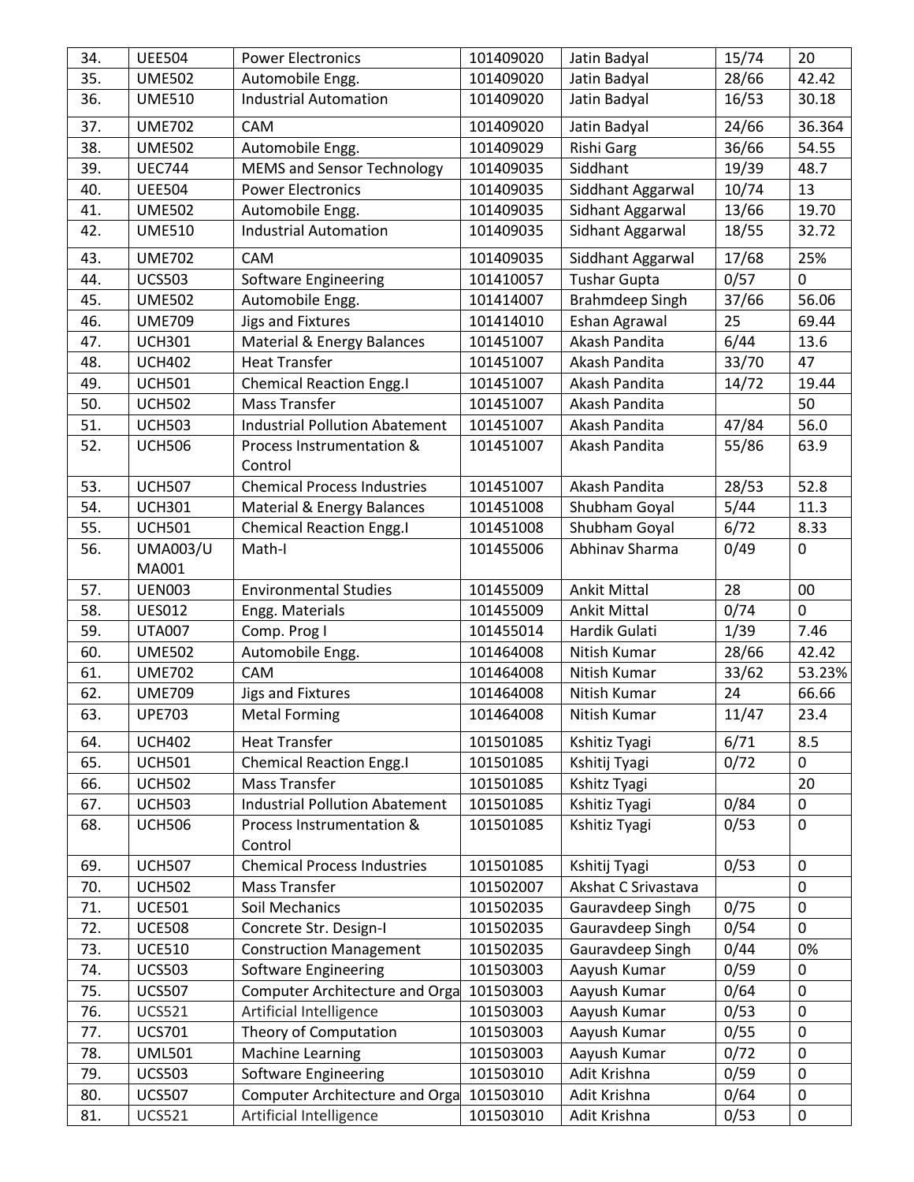| | | | | | | |
|---|---|---|---|---|---|---|
| 34. | UEE504 | Power Electronics | 101409020 | Jatin Badyal | 15/74 | 20 |
| 35. | UME502 | Automobile Engg. | 101409020 | Jatin Badyal | 28/66 | 42.42 |
| 36. | UME510 | Industrial Automation | 101409020 | Jatin Badyal | 16/53 | 30.18 |
| 37. | UME702 | CAM | 101409020 | Jatin Badyal | 24/66 | 36.364 |
| 38. | UME502 | Automobile Engg. | 101409029 | Rishi Garg | 36/66 | 54.55 |
| 39. | UEC744 | MEMS and Sensor Technology | 101409035 | Siddhant | 19/39 | 48.7 |
| 40. | UEE504 | Power Electronics | 101409035 | Siddhant Aggarwal | 10/74 | 13 |
| 41. | UME502 | Automobile Engg. | 101409035 | Sidhant Aggarwal | 13/66 | 19.70 |
| 42. | UME510 | Industrial Automation | 101409035 | Sidhant Aggarwal | 18/55 | 32.72 |
| 43. | UME702 | CAM | 101409035 | Siddhant Aggarwal | 17/68 | 25% |
| 44. | UCS503 | Software Engineering | 101410057 | Tushar Gupta | 0/57 | 0 |
| 45. | UME502 | Automobile Engg. | 101414007 | Brahmdeep Singh | 37/66 | 56.06 |
| 46. | UME709 | Jigs and Fixtures | 101414010 | Eshan Agrawal | 25 | 69.44 |
| 47. | UCH301 | Material & Energy Balances | 101451007 | Akash Pandita | 6/44 | 13.6 |
| 48. | UCH402 | Heat Transfer | 101451007 | Akash Pandita | 33/70 | 47 |
| 49. | UCH501 | Chemical Reaction Engg.I | 101451007 | Akash Pandita | 14/72 | 19.44 |
| 50. | UCH502 | Mass Transfer | 101451007 | Akash Pandita | | 50 |
| 51. | UCH503 | Industrial Pollution Abatement | 101451007 | Akash Pandita | 47/84 | 56.0 |
| 52. | UCH506 | Process Instrumentation & Control | 101451007 | Akash Pandita | 55/86 | 63.9 |
| 53. | UCH507 | Chemical Process Industries | 101451007 | Akash Pandita | 28/53 | 52.8 |
| 54. | UCH301 | Material & Energy Balances | 101451008 | Shubham Goyal | 5/44 | 11.3 |
| 55. | UCH501 | Chemical Reaction Engg.I | 101451008 | Shubham Goyal | 6/72 | 8.33 |
| 56. | UMA003/UMA001 | Math-I | 101455006 | Abhinav Sharma | 0/49 | 0 |
| 57. | UEN003 | Environmental Studies | 101455009 | Ankit Mittal | 28 | 00 |
| 58. | UES012 | Engg. Materials | 101455009 | Ankit Mittal | 0/74 | 0 |
| 59. | UTA007 | Comp. Prog I | 101455014 | Hardik Gulati | 1/39 | 7.46 |
| 60. | UME502 | Automobile Engg. | 101464008 | Nitish Kumar | 28/66 | 42.42 |
| 61. | UME702 | CAM | 101464008 | Nitish Kumar | 33/62 | 53.23% |
| 62. | UME709 | Jigs and Fixtures | 101464008 | Nitish Kumar | 24 | 66.66 |
| 63. | UPE703 | Metal Forming | 101464008 | Nitish Kumar | 11/47 | 23.4 |
| 64. | UCH402 | Heat Transfer | 101501085 | Kshitiz Tyagi | 6/71 | 8.5 |
| 65. | UCH501 | Chemical Reaction Engg.I | 101501085 | Kshitij Tyagi | 0/72 | 0 |
| 66. | UCH502 | Mass Transfer | 101501085 | Kshitz Tyagi | | 20 |
| 67. | UCH503 | Industrial Pollution Abatement | 101501085 | Kshitiz Tyagi | 0/84 | 0 |
| 68. | UCH506 | Process Instrumentation & Control | 101501085 | Kshitiz Tyagi | 0/53 | 0 |
| 69. | UCH507 | Chemical Process Industries | 101501085 | Kshitij Tyagi | 0/53 | 0 |
| 70. | UCH502 | Mass Transfer | 101502007 | Akshat C Srivastava | | 0 |
| 71. | UCE501 | Soil Mechanics | 101502035 | Gauravdeep Singh | 0/75 | 0 |
| 72. | UCE508 | Concrete Str. Design-I | 101502035 | Gauravdeep Singh | 0/54 | 0 |
| 73. | UCE510 | Construction Management | 101502035 | Gauravdeep Singh | 0/44 | 0% |
| 74. | UCS503 | Software Engineering | 101503003 | Aayush Kumar | 0/59 | 0 |
| 75. | UCS507 | Computer Architecture and Orga | 101503003 | Aayush Kumar | 0/64 | 0 |
| 76. | UCS521 | Artificial Intelligence | 101503003 | Aayush Kumar | 0/53 | 0 |
| 77. | UCS701 | Theory of Computation | 101503003 | Aayush Kumar | 0/55 | 0 |
| 78. | UML501 | Machine Learning | 101503003 | Aayush Kumar | 0/72 | 0 |
| 79. | UCS503 | Software Engineering | 101503010 | Adit Krishna | 0/59 | 0 |
| 80. | UCS507 | Computer Architecture and Orga | 101503010 | Adit Krishna | 0/64 | 0 |
| 81. | UCS521 | Artificial Intelligence | 101503010 | Adit Krishna | 0/53 | 0 |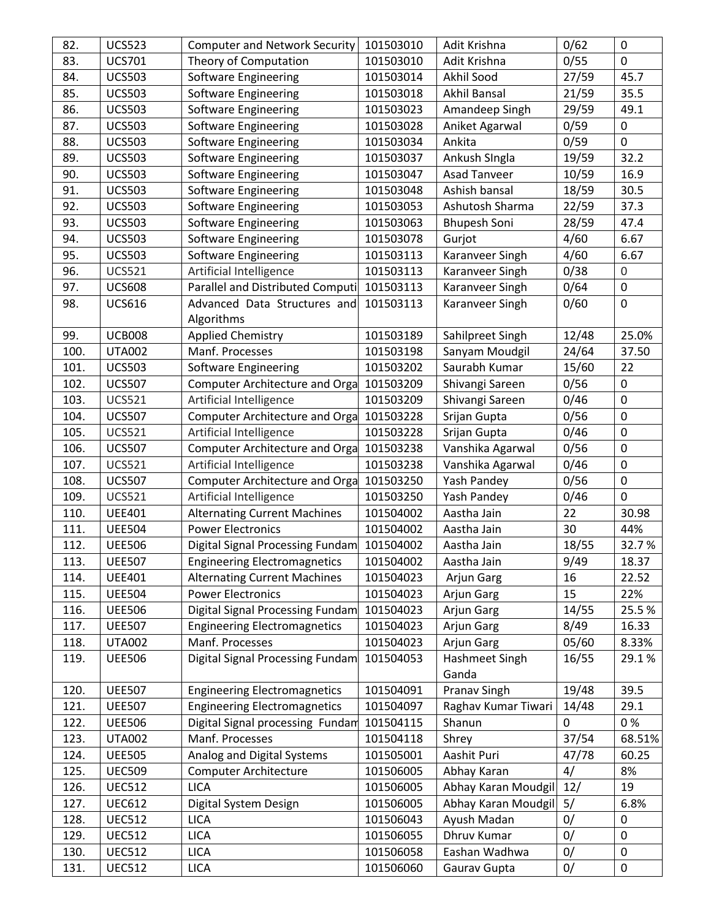| 82. | UCS523 | Computer and Network Security | 101503010 | Adit Krishna | 0/62 | 0 |
|---|---|---|---|---|---|---|
| 83. | UCS701 | Theory of Computation | 101503010 | Adit Krishna | 0/55 | 0 |
| 84. | UCS503 | Software Engineering | 101503014 | Akhil Sood | 27/59 | 45.7 |
| 85. | UCS503 | Software Engineering | 101503018 | Akhil Bansal | 21/59 | 35.5 |
| 86. | UCS503 | Software Engineering | 101503023 | Amandeep Singh | 29/59 | 49.1 |
| 87. | UCS503 | Software Engineering | 101503028 | Aniket Agarwal | 0/59 | 0 |
| 88. | UCS503 | Software Engineering | 101503034 | Ankita | 0/59 | 0 |
| 89. | UCS503 | Software Engineering | 101503037 | Ankush SIngla | 19/59 | 32.2 |
| 90. | UCS503 | Software Engineering | 101503047 | Asad Tanveer | 10/59 | 16.9 |
| 91. | UCS503 | Software Engineering | 101503048 | Ashish bansal | 18/59 | 30.5 |
| 92. | UCS503 | Software Engineering | 101503053 | Ashutosh Sharma | 22/59 | 37.3 |
| 93. | UCS503 | Software Engineering | 101503063 | Bhupesh Soni | 28/59 | 47.4 |
| 94. | UCS503 | Software Engineering | 101503078 | Gurjot | 4/60 | 6.67 |
| 95. | UCS503 | Software Engineering | 101503113 | Karanveer Singh | 4/60 | 6.67 |
| 96. | UCS521 | Artificial Intelligence | 101503113 | Karanveer Singh | 0/38 | 0 |
| 97. | UCS608 | Parallel and Distributed Computi | 101503113 | Karanveer Singh | 0/64 | 0 |
| 98. | UCS616 | Advanced Data Structures and Algorithms | 101503113 | Karanveer Singh | 0/60 | 0 |
| 99. | UCB008 | Applied Chemistry | 101503189 | Sahilpreet Singh | 12/48 | 25.0% |
| 100. | UTA002 | Manf. Processes | 101503198 | Sanyam Moudgil | 24/64 | 37.50 |
| 101. | UCS503 | Software Engineering | 101503202 | Saurabh Kumar | 15/60 | 22 |
| 102. | UCS507 | Computer Architecture and Orga | 101503209 | Shivangi Sareen | 0/56 | 0 |
| 103. | UCS521 | Artificial Intelligence | 101503209 | Shivangi Sareen | 0/46 | 0 |
| 104. | UCS507 | Computer Architecture and Orga | 101503228 | Srijan Gupta | 0/56 | 0 |
| 105. | UCS521 | Artificial Intelligence | 101503228 | Srijan Gupta | 0/46 | 0 |
| 106. | UCS507 | Computer Architecture and Orga | 101503238 | Vanshika Agarwal | 0/56 | 0 |
| 107. | UCS521 | Artificial Intelligence | 101503238 | Vanshika Agarwal | 0/46 | 0 |
| 108. | UCS507 | Computer Architecture and Orga | 101503250 | Yash Pandey | 0/56 | 0 |
| 109. | UCS521 | Artificial Intelligence | 101503250 | Yash Pandey | 0/46 | 0 |
| 110. | UEE401 | Alternating Current Machines | 101504002 | Aastha Jain | 22 | 30.98 |
| 111. | UEE504 | Power Electronics | 101504002 | Aastha Jain | 30 | 44% |
| 112. | UEE506 | Digital Signal Processing Fundam | 101504002 | Aastha Jain | 18/55 | 32.7 % |
| 113. | UEE507 | Engineering Electromagnetics | 101504002 | Aastha Jain | 9/49 | 18.37 |
| 114. | UEE401 | Alternating Current Machines | 101504023 | Arjun Garg | 16 | 22.52 |
| 115. | UEE504 | Power Electronics | 101504023 | Arjun Garg | 15 | 22% |
| 116. | UEE506 | Digital Signal Processing Fundam | 101504023 | Arjun Garg | 14/55 | 25.5 % |
| 117. | UEE507 | Engineering Electromagnetics | 101504023 | Arjun Garg | 8/49 | 16.33 |
| 118. | UTA002 | Manf. Processes | 101504023 | Arjun Garg | 05/60 | 8.33% |
| 119. | UEE506 | Digital Signal Processing Fundam | 101504053 | Hashmeet Singh Ganda | 16/55 | 29.1 % |
| 120. | UEE507 | Engineering Electromagnetics | 101504091 | Pranav Singh | 19/48 | 39.5 |
| 121. | UEE507 | Engineering Electromagnetics | 101504097 | Raghav Kumar Tiwari | 14/48 | 29.1 |
| 122. | UEE506 | Digital Signal processing Fundam | 101504115 | Shanun | 0 | 0 % |
| 123. | UTA002 | Manf. Processes | 101504118 | Shrey | 37/54 | 68.51% |
| 124. | UEE505 | Analog and Digital Systems | 101505001 | Aashit Puri | 47/78 | 60.25 |
| 125. | UEC509 | Computer Architecture | 101506005 | Abhay Karan | 4/ | 8% |
| 126. | UEC512 | LICA | 101506005 | Abhay Karan Moudgil | 12/ | 19 |
| 127. | UEC612 | Digital System Design | 101506005 | Abhay Karan Moudgil | 5/ | 6.8% |
| 128. | UEC512 | LICA | 101506043 | Ayush Madan | 0/ | 0 |
| 129. | UEC512 | LICA | 101506055 | Dhruv Kumar | 0/ | 0 |
| 130. | UEC512 | LICA | 101506058 | Eashan Wadhwa | 0/ | 0 |
| 131. | UEC512 | LICA | 101506060 | Gaurav Gupta | 0/ | 0 |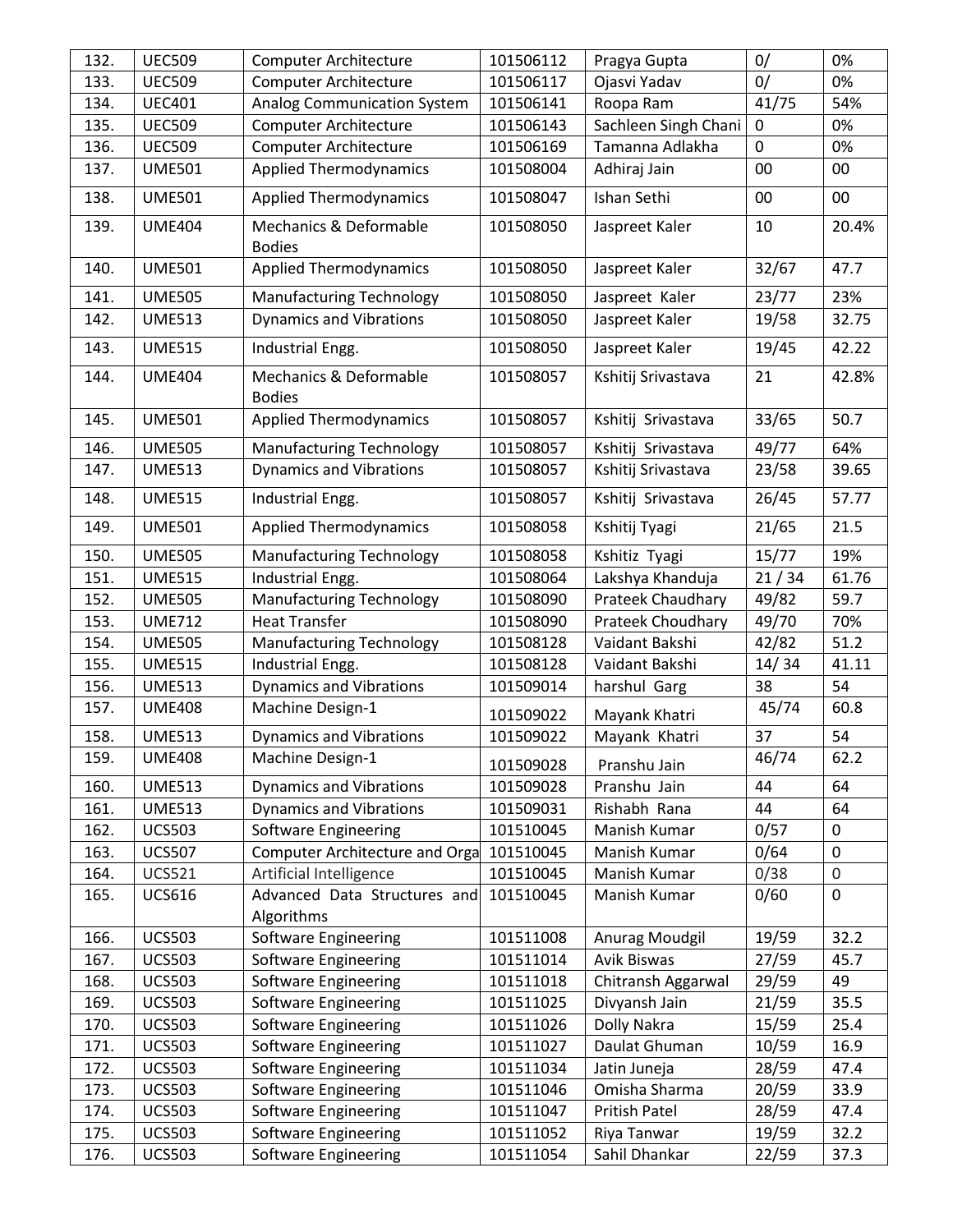| 132. | UEC509 | Computer Architecture | 101506112 | Pragya Gupta | 0/ | 0% |
|---|---|---|---|---|---|---|
| 133. | UEC509 | Computer Architecture | 101506117 | Ojasvi Yadav | 0/ | 0% |
| 134. | UEC401 | Analog Communication System | 101506141 | Roopa Ram | 41/75 | 54% |
| 135. | UEC509 | Computer Architecture | 101506143 | Sachleen Singh Chani | 0 | 0% |
| 136. | UEC509 | Computer Architecture | 101506169 | Tamanna Adlakha | 0 | 0% |
| 137. | UME501 | Applied Thermodynamics | 101508004 | Adhiraj Jain | 00 | 00 |
| 138. | UME501 | Applied Thermodynamics | 101508047 | Ishan Sethi | 00 | 00 |
| 139. | UME404 | Mechanics & Deformable Bodies | 101508050 | Jaspreet Kaler | 10 | 20.4% |
| 140. | UME501 | Applied Thermodynamics | 101508050 | Jaspreet Kaler | 32/67 | 47.7 |
| 141. | UME505 | Manufacturing Technology | 101508050 | Jaspreet Kaler | 23/77 | 23% |
| 142. | UME513 | Dynamics and Vibrations | 101508050 | Jaspreet Kaler | 19/58 | 32.75 |
| 143. | UME515 | Industrial Engg. | 101508050 | Jaspreet Kaler | 19/45 | 42.22 |
| 144. | UME404 | Mechanics & Deformable Bodies | 101508057 | Kshitij Srivastava | 21 | 42.8% |
| 145. | UME501 | Applied Thermodynamics | 101508057 | Kshitij Srivastava | 33/65 | 50.7 |
| 146. | UME505 | Manufacturing Technology | 101508057 | Kshitij Srivastava | 49/77 | 64% |
| 147. | UME513 | Dynamics and Vibrations | 101508057 | Kshitij Srivastava | 23/58 | 39.65 |
| 148. | UME515 | Industrial Engg. | 101508057 | Kshitij Srivastava | 26/45 | 57.77 |
| 149. | UME501 | Applied Thermodynamics | 101508058 | Kshitij Tyagi | 21/65 | 21.5 |
| 150. | UME505 | Manufacturing Technology | 101508058 | Kshitiz Tyagi | 15/77 | 19% |
| 151. | UME515 | Industrial Engg. | 101508064 | Lakshya Khanduja | 21 / 34 | 61.76 |
| 152. | UME505 | Manufacturing Technology | 101508090 | Prateek Chaudhary | 49/82 | 59.7 |
| 153. | UME712 | Heat Transfer | 101508090 | Prateek Choudhary | 49/70 | 70% |
| 154. | UME505 | Manufacturing Technology | 101508128 | Vaidant Bakshi | 42/82 | 51.2 |
| 155. | UME515 | Industrial Engg. | 101508128 | Vaidant Bakshi | 14/ 34 | 41.11 |
| 156. | UME513 | Dynamics and Vibrations | 101509014 | harshul Garg | 38 | 54 |
| 157. | UME408 | Machine Design-1 | 101509022 | Mayank Khatri | 45/74 | 60.8 |
| 158. | UME513 | Dynamics and Vibrations | 101509022 | Mayank Khatri | 37 | 54 |
| 159. | UME408 | Machine Design-1 | 101509028 | Pranshu Jain | 46/74 | 62.2 |
| 160. | UME513 | Dynamics and Vibrations | 101509028 | Pranshu Jain | 44 | 64 |
| 161. | UME513 | Dynamics and Vibrations | 101509031 | Rishabh Rana | 44 | 64 |
| 162. | UCS503 | Software Engineering | 101510045 | Manish Kumar | 0/57 | 0 |
| 163. | UCS507 | Computer Architecture and Orga | 101510045 | Manish Kumar | 0/64 | 0 |
| 164. | UCS521 | Artificial Intelligence | 101510045 | Manish Kumar | 0/38 | 0 |
| 165. | UCS616 | Advanced Data Structures and Algorithms | 101510045 | Manish Kumar | 0/60 | 0 |
| 166. | UCS503 | Software Engineering | 101511008 | Anurag Moudgil | 19/59 | 32.2 |
| 167. | UCS503 | Software Engineering | 101511014 | Avik Biswas | 27/59 | 45.7 |
| 168. | UCS503 | Software Engineering | 101511018 | Chitransh Aggarwal | 29/59 | 49 |
| 169. | UCS503 | Software Engineering | 101511025 | Divyansh Jain | 21/59 | 35.5 |
| 170. | UCS503 | Software Engineering | 101511026 | Dolly Nakra | 15/59 | 25.4 |
| 171. | UCS503 | Software Engineering | 101511027 | Daulat Ghuman | 10/59 | 16.9 |
| 172. | UCS503 | Software Engineering | 101511034 | Jatin Juneja | 28/59 | 47.4 |
| 173. | UCS503 | Software Engineering | 101511046 | Omisha Sharma | 20/59 | 33.9 |
| 174. | UCS503 | Software Engineering | 101511047 | Pritish Patel | 28/59 | 47.4 |
| 175. | UCS503 | Software Engineering | 101511052 | Riya Tanwar | 19/59 | 32.2 |
| 176. | UCS503 | Software Engineering | 101511054 | Sahil Dhankar | 22/59 | 37.3 |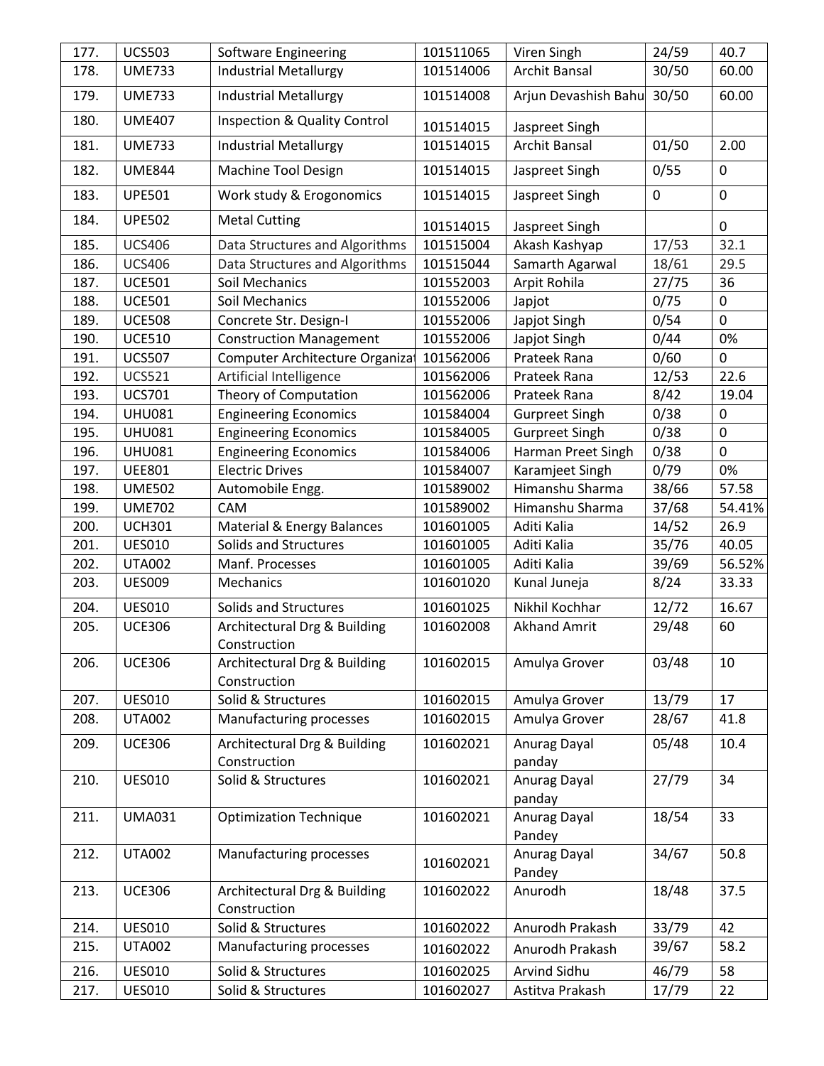| 177. | UCS503 | Software Engineering | 101511065 | Viren Singh | 24/59 | 40.7 |
|---|---|---|---|---|---|---|
| 178. | UME733 | Industrial Metallurgy | 101514006 | Archit Bansal | 30/50 | 60.00 |
| 179. | UME733 | Industrial Metallurgy | 101514008 | Arjun Devashish Bahu | 30/50 | 60.00 |
| 180. | UME407 | Inspection & Quality Control | 101514015 | Jaspreet Singh | | |
| 181. | UME733 | Industrial Metallurgy | 101514015 | Archit Bansal | 01/50 | 2.00 |
| 182. | UME844 | Machine Tool Design | 101514015 | Jaspreet Singh | 0/55 | 0 |
| 183. | UPE501 | Work study & Erogonomics | 101514015 | Jaspreet Singh | 0 | 0 |
| 184. | UPE502 | Metal Cutting | 101514015 | Jaspreet Singh | | 0 |
| 185. | UCS406 | Data Structures and Algorithms | 101515004 | Akash Kashyap | 17/53 | 32.1 |
| 186. | UCS406 | Data Structures and Algorithms | 101515044 | Samarth Agarwal | 18/61 | 29.5 |
| 187. | UCE501 | Soil Mechanics | 101552003 | Arpit Rohila | 27/75 | 36 |
| 188. | UCE501 | Soil Mechanics | 101552006 | Japjot | 0/75 | 0 |
| 189. | UCE508 | Concrete Str. Design-I | 101552006 | Japjot Singh | 0/54 | 0 |
| 190. | UCE510 | Construction Management | 101552006 | Japjot Singh | 0/44 | 0% |
| 191. | UCS507 | Computer Architecture Organizat | 101562006 | Prateek Rana | 0/60 | 0 |
| 192. | UCS521 | Artificial Intelligence | 101562006 | Prateek Rana | 12/53 | 22.6 |
| 193. | UCS701 | Theory of Computation | 101562006 | Prateek Rana | 8/42 | 19.04 |
| 194. | UHU081 | Engineering Economics | 101584004 | Gurpreet Singh | 0/38 | 0 |
| 195. | UHU081 | Engineering Economics | 101584005 | Gurpreet Singh | 0/38 | 0 |
| 196. | UHU081 | Engineering Economics | 101584006 | Harman Preet Singh | 0/38 | 0 |
| 197. | UEE801 | Electric Drives | 101584007 | Karamjeet Singh | 0/79 | 0% |
| 198. | UME502 | Automobile Engg. | 101589002 | Himanshu Sharma | 38/66 | 57.58 |
| 199. | UME702 | CAM | 101589002 | Himanshu Sharma | 37/68 | 54.41% |
| 200. | UCH301 | Material & Energy Balances | 101601005 | Aditi Kalia | 14/52 | 26.9 |
| 201. | UES010 | Solids and Structures | 101601005 | Aditi Kalia | 35/76 | 40.05 |
| 202. | UTA002 | Manf. Processes | 101601005 | Aditi Kalia | 39/69 | 56.52% |
| 203. | UES009 | Mechanics | 101601020 | Kunal Juneja | 8/24 | 33.33 |
| 204. | UES010 | Solids and Structures | 101601025 | Nikhil Kochhar | 12/72 | 16.67 |
| 205. | UCE306 | Architectural Drg & Building Construction | 101602008 | Akhand Amrit | 29/48 | 60 |
| 206. | UCE306 | Architectural Drg & Building Construction | 101602015 | Amulya Grover | 03/48 | 10 |
| 207. | UES010 | Solid & Structures | 101602015 | Amulya Grover | 13/79 | 17 |
| 208. | UTA002 | Manufacturing processes | 101602015 | Amulya Grover | 28/67 | 41.8 |
| 209. | UCE306 | Architectural Drg & Building Construction | 101602021 | Anurag Dayal panday | 05/48 | 10.4 |
| 210. | UES010 | Solid & Structures | 101602021 | Anurag Dayal panday | 27/79 | 34 |
| 211. | UMA031 | Optimization Technique | 101602021 | Anurag Dayal Pandey | 18/54 | 33 |
| 212. | UTA002 | Manufacturing processes | 101602021 | Anurag Dayal Pandey | 34/67 | 50.8 |
| 213. | UCE306 | Architectural Drg & Building Construction | 101602022 | Anurodh | 18/48 | 37.5 |
| 214. | UES010 | Solid & Structures | 101602022 | Anurodh Prakash | 33/79 | 42 |
| 215. | UTA002 | Manufacturing processes | 101602022 | Anurodh Prakash | 39/67 | 58.2 |
| 216. | UES010 | Solid & Structures | 101602025 | Arvind Sidhu | 46/79 | 58 |
| 217. | UES010 | Solid & Structures | 101602027 | Astitva Prakash | 17/79 | 22 |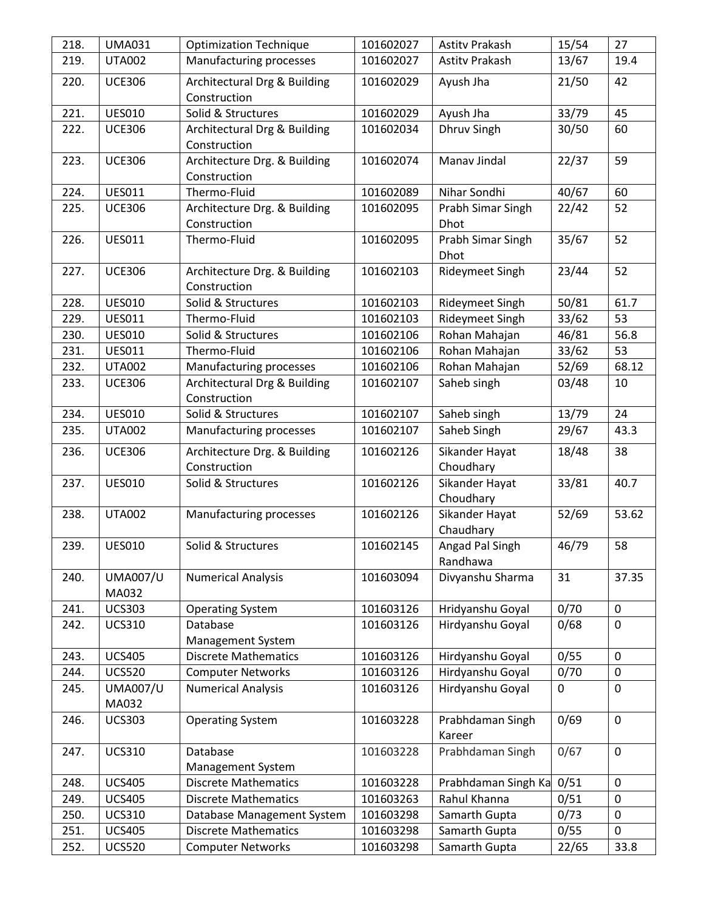| 218. | UMA031 | Optimization Technique | 101602027 | Astitv Prakash | 15/54 | 27 |
|---|---|---|---|---|---|---|
| 219. | UTA002 | Manufacturing processes | 101602027 | Astitv Prakash | 13/67 | 19.4 |
| 220. | UCE306 | Architectural Drg & Building Construction | 101602029 | Ayush Jha | 21/50 | 42 |
| 221. | UES010 | Solid & Structures | 101602029 | Ayush Jha | 33/79 | 45 |
| 222. | UCE306 | Architectural Drg & Building Construction | 101602034 | Dhruv Singh | 30/50 | 60 |
| 223. | UCE306 | Architecture Drg. & Building Construction | 101602074 | Manav Jindal | 22/37 | 59 |
| 224. | UES011 | Thermo-Fluid | 101602089 | Nihar Sondhi | 40/67 | 60 |
| 225. | UCE306 | Architecture Drg. & Building Construction | 101602095 | Prabh Simar Singh Dhot | 22/42 | 52 |
| 226. | UES011 | Thermo-Fluid | 101602095 | Prabh Simar Singh Dhot | 35/67 | 52 |
| 227. | UCE306 | Architecture Drg. & Building Construction | 101602103 | Rideymeet Singh | 23/44 | 52 |
| 228. | UES010 | Solid & Structures | 101602103 | Rideymeet Singh | 50/81 | 61.7 |
| 229. | UES011 | Thermo-Fluid | 101602103 | Rideymeet Singh | 33/62 | 53 |
| 230. | UES010 | Solid & Structures | 101602106 | Rohan Mahajan | 46/81 | 56.8 |
| 231. | UES011 | Thermo-Fluid | 101602106 | Rohan Mahajan | 33/62 | 53 |
| 232. | UTA002 | Manufacturing processes | 101602106 | Rohan Mahajan | 52/69 | 68.12 |
| 233. | UCE306 | Architectural Drg & Building Construction | 101602107 | Saheb singh | 03/48 | 10 |
| 234. | UES010 | Solid & Structures | 101602107 | Saheb singh | 13/79 | 24 |
| 235. | UTA002 | Manufacturing processes | 101602107 | Saheb Singh | 29/67 | 43.3 |
| 236. | UCE306 | Architecture Drg. & Building Construction | 101602126 | Sikander Hayat Choudhary | 18/48 | 38 |
| 237. | UES010 | Solid & Structures | 101602126 | Sikander Hayat Choudhary | 33/81 | 40.7 |
| 238. | UTA002 | Manufacturing processes | 101602126 | Sikander Hayat Chaudhary | 52/69 | 53.62 |
| 239. | UES010 | Solid & Structures | 101602145 | Angad Pal Singh Randhawa | 46/79 | 58 |
| 240. | UMA007/UMA032 | Numerical Analysis | 101603094 | Divyanshu Sharma | 31 | 37.35 |
| 241. | UCS303 | Operating System | 101603126 | Hridyanshu Goyal | 0/70 | 0 |
| 242. | UCS310 | Database Management System | 101603126 | Hirdyanshu Goyal | 0/68 | 0 |
| 243. | UCS405 | Discrete Mathematics | 101603126 | Hirdyanshu Goyal | 0/55 | 0 |
| 244. | UCS520 | Computer Networks | 101603126 | Hirdyanshu Goyal | 0/70 | 0 |
| 245. | UMA007/UMA032 | Numerical Analysis | 101603126 | Hirdyanshu Goyal | 0 | 0 |
| 246. | UCS303 | Operating System | 101603228 | Prabhdaman Singh Kareer | 0/69 | 0 |
| 247. | UCS310 | Database Management System | 101603228 | Prabhdaman Singh | 0/67 | 0 |
| 248. | UCS405 | Discrete Mathematics | 101603228 | Prabhdaman Singh Ka | 0/51 | 0 |
| 249. | UCS405 | Discrete Mathematics | 101603263 | Rahul Khanna | 0/51 | 0 |
| 250. | UCS310 | Database Management System | 101603298 | Samarth Gupta | 0/73 | 0 |
| 251. | UCS405 | Discrete Mathematics | 101603298 | Samarth Gupta | 0/55 | 0 |
| 252. | UCS520 | Computer Networks | 101603298 | Samarth Gupta | 22/65 | 33.8 |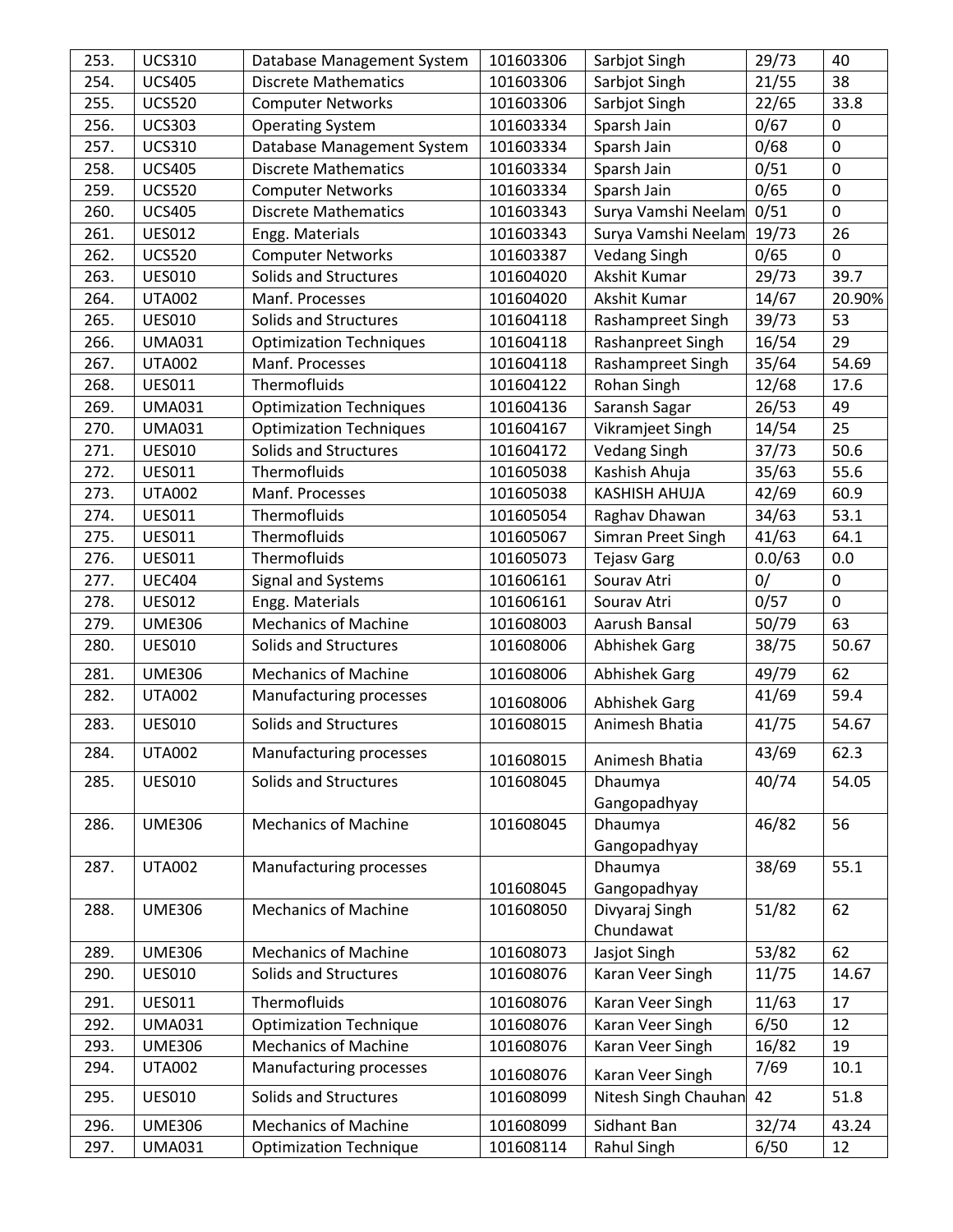| 253. | UCS310 | Database Management System | 101603306 | Sarbjot Singh | 29/73 | 40 |
|---|---|---|---|---|---|---|
| 254. | UCS405 | Discrete Mathematics | 101603306 | Sarbjot Singh | 21/55 | 38 |
| 255. | UCS520 | Computer Networks | 101603306 | Sarbjot Singh | 22/65 | 33.8 |
| 256. | UCS303 | Operating System | 101603334 | Sparsh Jain | 0/67 | 0 |
| 257. | UCS310 | Database Management System | 101603334 | Sparsh Jain | 0/68 | 0 |
| 258. | UCS405 | Discrete Mathematics | 101603334 | Sparsh Jain | 0/51 | 0 |
| 259. | UCS520 | Computer Networks | 101603334 | Sparsh Jain | 0/65 | 0 |
| 260. | UCS405 | Discrete Mathematics | 101603343 | Surya Vamshi Neelam | 0/51 | 0 |
| 261. | UES012 | Engg. Materials | 101603343 | Surya Vamshi Neelam | 19/73 | 26 |
| 262. | UCS520 | Computer Networks | 101603387 | Vedang Singh | 0/65 | 0 |
| 263. | UES010 | Solids and Structures | 101604020 | Akshit Kumar | 29/73 | 39.7 |
| 264. | UTA002 | Manf. Processes | 101604020 | Akshit Kumar | 14/67 | 20.90% |
| 265. | UES010 | Solids and Structures | 101604118 | Rashampreet Singh | 39/73 | 53 |
| 266. | UMA031 | Optimization Techniques | 101604118 | Rashanpreet Singh | 16/54 | 29 |
| 267. | UTA002 | Manf. Processes | 101604118 | Rashampreet Singh | 35/64 | 54.69 |
| 268. | UES011 | Thermofluids | 101604122 | Rohan Singh | 12/68 | 17.6 |
| 269. | UMA031 | Optimization Techniques | 101604136 | Saransh Sagar | 26/53 | 49 |
| 270. | UMA031 | Optimization Techniques | 101604167 | Vikramjeet Singh | 14/54 | 25 |
| 271. | UES010 | Solids and Structures | 101604172 | Vedang Singh | 37/73 | 50.6 |
| 272. | UES011 | Thermofluids | 101605038 | Kashish Ahuja | 35/63 | 55.6 |
| 273. | UTA002 | Manf. Processes | 101605038 | KASHISH AHUJA | 42/69 | 60.9 |
| 274. | UES011 | Thermofluids | 101605054 | Raghav Dhawan | 34/63 | 53.1 |
| 275. | UES011 | Thermofluids | 101605067 | Simran Preet Singh | 41/63 | 64.1 |
| 276. | UES011 | Thermofluids | 101605073 | Tejasv Garg | 0.0/63 | 0.0 |
| 277. | UEC404 | Signal and Systems | 101606161 | Sourav Atri | 0/ | 0 |
| 278. | UES012 | Engg. Materials | 101606161 | Sourav Atri | 0/57 | 0 |
| 279. | UME306 | Mechanics of Machine | 101608003 | Aarush Bansal | 50/79 | 63 |
| 280. | UES010 | Solids and Structures | 101608006 | Abhishek Garg | 38/75 | 50.67 |
| 281. | UME306 | Mechanics of Machine | 101608006 | Abhishek Garg | 49/79 | 62 |
| 282. | UTA002 | Manufacturing processes | 101608006 | Abhishek Garg | 41/69 | 59.4 |
| 283. | UES010 | Solids and Structures | 101608015 | Animesh Bhatia | 41/75 | 54.67 |
| 284. | UTA002 | Manufacturing processes | 101608015 | Animesh Bhatia | 43/69 | 62.3 |
| 285. | UES010 | Solids and Structures | 101608045 | Dhaumya Gangopadhyay | 40/74 | 54.05 |
| 286. | UME306 | Mechanics of Machine | 101608045 | Dhaumya Gangopadhyay | 46/82 | 56 |
| 287. | UTA002 | Manufacturing processes | 101608045 | Dhaumya Gangopadhyay | 38/69 | 55.1 |
| 288. | UME306 | Mechanics of Machine | 101608050 | Divyaraj Singh Chundawat | 51/82 | 62 |
| 289. | UME306 | Mechanics of Machine | 101608073 | Jasjot Singh | 53/82 | 62 |
| 290. | UES010 | Solids and Structures | 101608076 | Karan Veer Singh | 11/75 | 14.67 |
| 291. | UES011 | Thermofluids | 101608076 | Karan Veer Singh | 11/63 | 17 |
| 292. | UMA031 | Optimization Technique | 101608076 | Karan Veer Singh | 6/50 | 12 |
| 293. | UME306 | Mechanics of Machine | 101608076 | Karan Veer Singh | 16/82 | 19 |
| 294. | UTA002 | Manufacturing processes | 101608076 | Karan Veer Singh | 7/69 | 10.1 |
| 295. | UES010 | Solids and Structures | 101608099 | Nitesh Singh Chauhan | 42 | 51.8 |
| 296. | UME306 | Mechanics of Machine | 101608099 | Sidhant Ban | 32/74 | 43.24 |
| 297. | UMA031 | Optimization Technique | 101608114 | Rahul Singh | 6/50 | 12 |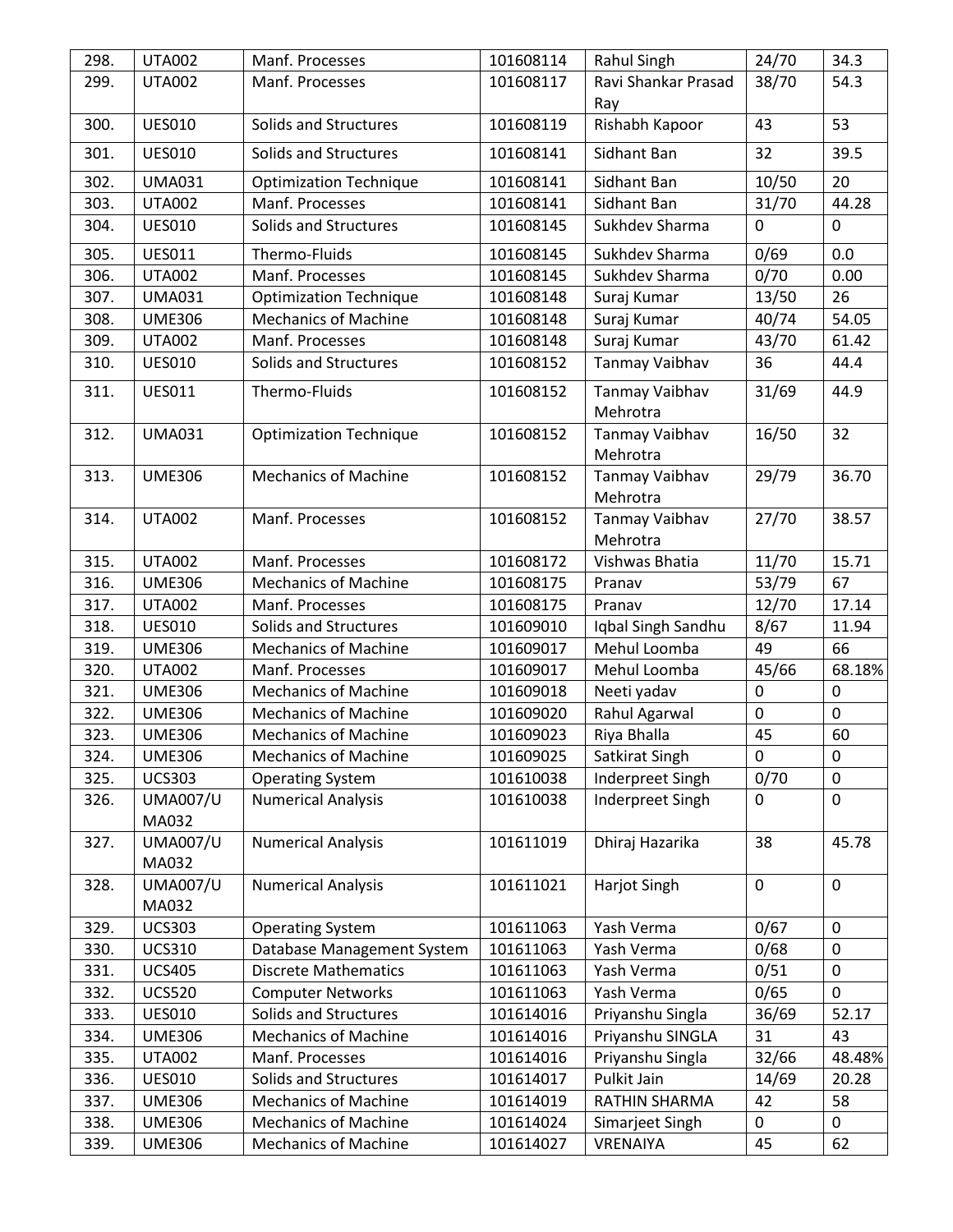| 298. | UTA002 | Manf. Processes | 101608114 | Rahul Singh | 24/70 | 34.3 |
|---|---|---|---|---|---|---|
| 299. | UTA002 | Manf. Processes | 101608117 | Ravi Shankar Prasad Ray | 38/70 | 54.3 |
| 300. | UES010 | Solids and Structures | 101608119 | Rishabh Kapoor | 43 | 53 |
| 301. | UES010 | Solids and Structures | 101608141 | Sidhant Ban | 32 | 39.5 |
| 302. | UMA031 | Optimization Technique | 101608141 | Sidhant Ban | 10/50 | 20 |
| 303. | UTA002 | Manf. Processes | 101608141 | Sidhant Ban | 31/70 | 44.28 |
| 304. | UES010 | Solids and Structures | 101608145 | Sukhdev Sharma | 0 | 0 |
| 305. | UES011 | Thermo-Fluids | 101608145 | Sukhdev Sharma | 0/69 | 0.0 |
| 306. | UTA002 | Manf. Processes | 101608145 | Sukhdev Sharma | 0/70 | 0.00 |
| 307. | UMA031 | Optimization Technique | 101608148 | Suraj Kumar | 13/50 | 26 |
| 308. | UME306 | Mechanics of Machine | 101608148 | Suraj Kumar | 40/74 | 54.05 |
| 309. | UTA002 | Manf. Processes | 101608148 | Suraj Kumar | 43/70 | 61.42 |
| 310. | UES010 | Solids and Structures | 101608152 | Tanmay Vaibhav | 36 | 44.4 |
| 311. | UES011 | Thermo-Fluids | 101608152 | Tanmay Vaibhav Mehrotra | 31/69 | 44.9 |
| 312. | UMA031 | Optimization Technique | 101608152 | Tanmay Vaibhav Mehrotra | 16/50 | 32 |
| 313. | UME306 | Mechanics of Machine | 101608152 | Tanmay Vaibhav Mehrotra | 29/79 | 36.70 |
| 314. | UTA002 | Manf. Processes | 101608152 | Tanmay Vaibhav Mehrotra | 27/70 | 38.57 |
| 315. | UTA002 | Manf. Processes | 101608172 | Vishwas Bhatia | 11/70 | 15.71 |
| 316. | UME306 | Mechanics of Machine | 101608175 | Pranav | 53/79 | 67 |
| 317. | UTA002 | Manf. Processes | 101608175 | Pranav | 12/70 | 17.14 |
| 318. | UES010 | Solids and Structures | 101609010 | Iqbal Singh Sandhu | 8/67 | 11.94 |
| 319. | UME306 | Mechanics of Machine | 101609017 | Mehul Loomba | 49 | 66 |
| 320. | UTA002 | Manf. Processes | 101609017 | Mehul Loomba | 45/66 | 68.18% |
| 321. | UME306 | Mechanics of Machine | 101609018 | Neeti yadav | 0 | 0 |
| 322. | UME306 | Mechanics of Machine | 101609020 | Rahul Agarwal | 0 | 0 |
| 323. | UME306 | Mechanics of Machine | 101609023 | Riya Bhalla | 45 | 60 |
| 324. | UME306 | Mechanics of Machine | 101609025 | Satkirat Singh | 0 | 0 |
| 325. | UCS303 | Operating System | 101610038 | Inderpreet Singh | 0/70 | 0 |
| 326. | UMA007/UMA032 | Numerical Analysis | 101610038 | Inderpreet Singh | 0 | 0 |
| 327. | UMA007/UMA032 | Numerical Analysis | 101611019 | Dhiraj Hazarika | 38 | 45.78 |
| 328. | UMA007/UMA032 | Numerical Analysis | 101611021 | Harjot Singh | 0 | 0 |
| 329. | UCS303 | Operating System | 101611063 | Yash Verma | 0/67 | 0 |
| 330. | UCS310 | Database Management System | 101611063 | Yash Verma | 0/68 | 0 |
| 331. | UCS405 | Discrete Mathematics | 101611063 | Yash Verma | 0/51 | 0 |
| 332. | UCS520 | Computer Networks | 101611063 | Yash Verma | 0/65 | 0 |
| 333. | UES010 | Solids and Structures | 101614016 | Priyanshu Singla | 36/69 | 52.17 |
| 334. | UME306 | Mechanics of Machine | 101614016 | Priyanshu SINGLA | 31 | 43 |
| 335. | UTA002 | Manf. Processes | 101614016 | Priyanshu Singla | 32/66 | 48.48% |
| 336. | UES010 | Solids and Structures | 101614017 | Pulkit Jain | 14/69 | 20.28 |
| 337. | UME306 | Mechanics of Machine | 101614019 | RATHIN SHARMA | 42 | 58 |
| 338. | UME306 | Mechanics of Machine | 101614024 | Simarjeet Singh | 0 | 0 |
| 339. | UME306 | Mechanics of Machine | 101614027 | VRENAIYA | 45 | 62 |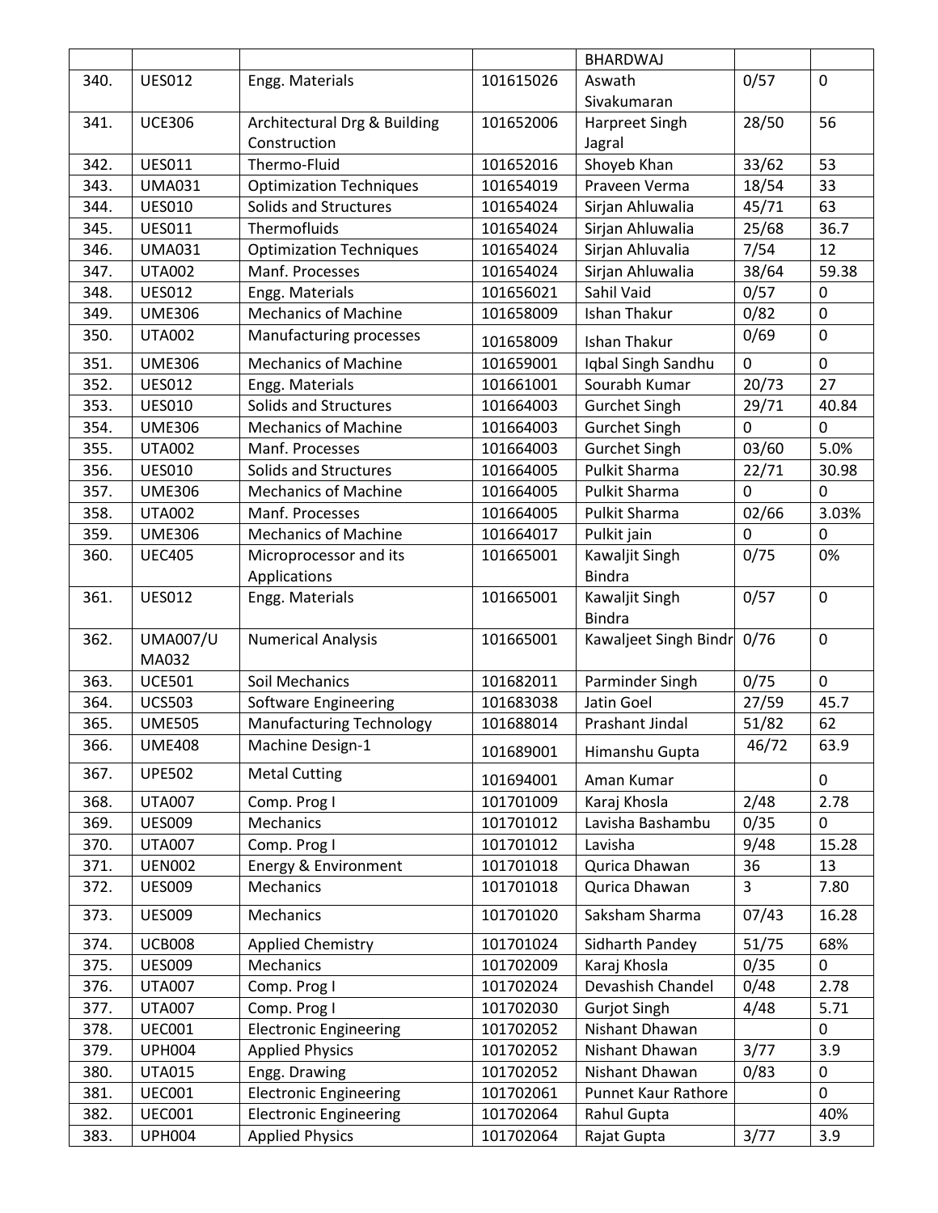|  |  |  |  | BHARDWAJ |  |  |
|---|---|---|---|---|---|---|
| 340. | UES012 | Engg. Materials | 101615026 | Aswath Sivakumaran | 0/57 | 0 |
| 341. | UCE306 | Architectural Drg & Building Construction | 101652006 | Harpreet Singh Jagral | 28/50 | 56 |
| 342. | UES011 | Thermo-Fluid | 101652016 | Shoyeb Khan | 33/62 | 53 |
| 343. | UMA031 | Optimization Techniques | 101654019 | Praveen Verma | 18/54 | 33 |
| 344. | UES010 | Solids and Structures | 101654024 | Sirjan Ahluwalia | 45/71 | 63 |
| 345. | UES011 | Thermofluids | 101654024 | Sirjan Ahluwalia | 25/68 | 36.7 |
| 346. | UMA031 | Optimization Techniques | 101654024 | Sirjan Ahluvalia | 7/54 | 12 |
| 347. | UTA002 | Manf. Processes | 101654024 | Sirjan Ahluwalia | 38/64 | 59.38 |
| 348. | UES012 | Engg. Materials | 101656021 | Sahil Vaid | 0/57 | 0 |
| 349. | UME306 | Mechanics of Machine | 101658009 | Ishan Thakur | 0/82 | 0 |
| 350. | UTA002 | Manufacturing processes | 101658009 | Ishan Thakur | 0/69 | 0 |
| 351. | UME306 | Mechanics of Machine | 101659001 | Iqbal Singh Sandhu | 0 | 0 |
| 352. | UES012 | Engg. Materials | 101661001 | Sourabh Kumar | 20/73 | 27 |
| 353. | UES010 | Solids and Structures | 101664003 | Gurchet Singh | 29/71 | 40.84 |
| 354. | UME306 | Mechanics of Machine | 101664003 | Gurchet Singh | 0 | 0 |
| 355. | UTA002 | Manf. Processes | 101664003 | Gurchet Singh | 03/60 | 5.0% |
| 356. | UES010 | Solids and Structures | 101664005 | Pulkit Sharma | 22/71 | 30.98 |
| 357. | UME306 | Mechanics of Machine | 101664005 | Pulkit Sharma | 0 | 0 |
| 358. | UTA002 | Manf. Processes | 101664005 | Pulkit Sharma | 02/66 | 3.03% |
| 359. | UME306 | Mechanics of Machine | 101664017 | Pulkit jain | 0 | 0 |
| 360. | UEC405 | Microprocessor and its Applications | 101665001 | Kawaljit Singh Bindra | 0/75 | 0% |
| 361. | UES012 | Engg. Materials | 101665001 | Kawaljit Singh Bindra | 0/57 | 0 |
| 362. | UMA007/UMA032 | Numerical Analysis | 101665001 | Kawaljeet Singh Bindr | 0/76 | 0 |
| 363. | UCE501 | Soil Mechanics | 101682011 | Parminder Singh | 0/75 | 0 |
| 364. | UCS503 | Software Engineering | 101683038 | Jatin Goel | 27/59 | 45.7 |
| 365. | UME505 | Manufacturing Technology | 101688014 | Prashant Jindal | 51/82 | 62 |
| 366. | UME408 | Machine Design-1 | 101689001 | Himanshu Gupta | 46/72 | 63.9 |
| 367. | UPE502 | Metal Cutting | 101694001 | Aman Kumar |  | 0 |
| 368. | UTA007 | Comp. Prog I | 101701009 | Karaj Khosla | 2/48 | 2.78 |
| 369. | UES009 | Mechanics | 101701012 | Lavisha Bashambu | 0/35 | 0 |
| 370. | UTA007 | Comp. Prog I | 101701012 | Lavisha | 9/48 | 15.28 |
| 371. | UEN002 | Energy & Environment | 101701018 | Qurica Dhawan | 36 | 13 |
| 372. | UES009 | Mechanics | 101701018 | Qurica Dhawan | 3 | 7.80 |
| 373. | UES009 | Mechanics | 101701020 | Saksham Sharma | 07/43 | 16.28 |
| 374. | UCB008 | Applied Chemistry | 101701024 | Sidharth Pandey | 51/75 | 68% |
| 375. | UES009 | Mechanics | 101702009 | Karaj Khosla | 0/35 | 0 |
| 376. | UTA007 | Comp. Prog I | 101702024 | Devashish Chandel | 0/48 | 2.78 |
| 377. | UTA007 | Comp. Prog I | 101702030 | Gurjot Singh | 4/48 | 5.71 |
| 378. | UEC001 | Electronic Engineering | 101702052 | Nishant Dhawan |  | 0 |
| 379. | UPH004 | Applied Physics | 101702052 | Nishant Dhawan | 3/77 | 3.9 |
| 380. | UTA015 | Engg. Drawing | 101702052 | Nishant Dhawan | 0/83 | 0 |
| 381. | UEC001 | Electronic Engineering | 101702061 | Punnet Kaur Rathore |  | 0 |
| 382. | UEC001 | Electronic Engineering | 101702064 | Rahul Gupta |  | 40% |
| 383. | UPH004 | Applied Physics | 101702064 | Rajat Gupta | 3/77 | 3.9 |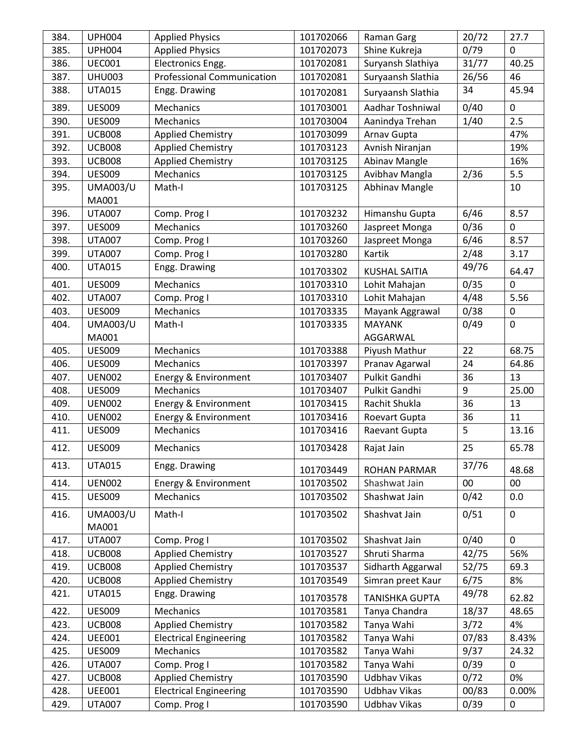| | | | | | | |
|---|---|---|---|---|---|---|
| 384. | UPH004 | Applied Physics | 101702066 | Raman Garg | 20/72 | 27.7 |
| 385. | UPH004 | Applied Physics | 101702073 | Shine Kukreja | 0/79 | 0 |
| 386. | UEC001 | Electronics Engg. | 101702081 | Suryansh Slathiya | 31/77 | 40.25 |
| 387. | UHU003 | Professional Communication | 101702081 | Suryaansh Slathia | 26/56 | 46 |
| 388. | UTA015 | Engg. Drawing | 101702081 | Suryaansh Slathia | 34 | 45.94 |
| 389. | UES009 | Mechanics | 101703001 | Aadhar Toshniwal | 0/40 | 0 |
| 390. | UES009 | Mechanics | 101703004 | Aanindya Trehan | 1/40 | 2.5 |
| 391. | UCB008 | Applied Chemistry | 101703099 | Arnav Gupta | | 47% |
| 392. | UCB008 | Applied Chemistry | 101703123 | Avnish Niranjan | | 19% |
| 393. | UCB008 | Applied Chemistry | 101703125 | Abinav Mangle | | 16% |
| 394. | UES009 | Mechanics | 101703125 | Avibhav Mangla | 2/36 | 5.5 |
| 395. | UMA003/UMA001 | Math-I | 101703125 | Abhinav Mangle | | 10 |
| 396. | UTA007 | Comp. Prog I | 101703232 | Himanshu Gupta | 6/46 | 8.57 |
| 397. | UES009 | Mechanics | 101703260 | Jaspreet Monga | 0/36 | 0 |
| 398. | UTA007 | Comp. Prog I | 101703260 | Jaspreet Monga | 6/46 | 8.57 |
| 399. | UTA007 | Comp. Prog I | 101703280 | Kartik | 2/48 | 3.17 |
| 400. | UTA015 | Engg. Drawing | 101703302 | KUSHAL SAITIA | 49/76 | 64.47 |
| 401. | UES009 | Mechanics | 101703310 | Lohit Mahajan | 0/35 | 0 |
| 402. | UTA007 | Comp. Prog I | 101703310 | Lohit Mahajan | 4/48 | 5.56 |
| 403. | UES009 | Mechanics | 101703335 | Mayank Aggrawal | 0/38 | 0 |
| 404. | UMA003/UMA001 | Math-I | 101703335 | MAYANK AGGARWAL | 0/49 | 0 |
| 405. | UES009 | Mechanics | 101703388 | Piyush Mathur | 22 | 68.75 |
| 406. | UES009 | Mechanics | 101703397 | Pranav Agarwal | 24 | 64.86 |
| 407. | UEN002 | Energy & Environment | 101703407 | Pulkit Gandhi | 36 | 13 |
| 408. | UES009 | Mechanics | 101703407 | Pulkit Gandhi | 9 | 25.00 |
| 409. | UEN002 | Energy & Environment | 101703415 | Rachit Shukla | 36 | 13 |
| 410. | UEN002 | Energy & Environment | 101703416 | Roevart Gupta | 36 | 11 |
| 411. | UES009 | Mechanics | 101703416 | Raevant Gupta | 5 | 13.16 |
| 412. | UES009 | Mechanics | 101703428 | Rajat Jain | 25 | 65.78 |
| 413. | UTA015 | Engg. Drawing | 101703449 | ROHAN PARMAR | 37/76 | 48.68 |
| 414. | UEN002 | Energy & Environment | 101703502 | Shashwat Jain | 00 | 00 |
| 415. | UES009 | Mechanics | 101703502 | Shashwat Jain | 0/42 | 0.0 |
| 416. | UMA003/UMA001 | Math-I | 101703502 | Shashvat Jain | 0/51 | 0 |
| 417. | UTA007 | Comp. Prog I | 101703502 | Shashvat Jain | 0/40 | 0 |
| 418. | UCB008 | Applied Chemistry | 101703527 | Shruti Sharma | 42/75 | 56% |
| 419. | UCB008 | Applied Chemistry | 101703537 | Sidharth Aggarwal | 52/75 | 69.3 |
| 420. | UCB008 | Applied Chemistry | 101703549 | Simran preet Kaur | 6/75 | 8% |
| 421. | UTA015 | Engg. Drawing | 101703578 | TANISHKA GUPTA | 49/78 | 62.82 |
| 422. | UES009 | Mechanics | 101703581 | Tanya Chandra | 18/37 | 48.65 |
| 423. | UCB008 | Applied Chemistry | 101703582 | Tanya Wahi | 3/72 | 4% |
| 424. | UEE001 | Electrical Engineering | 101703582 | Tanya Wahi | 07/83 | 8.43% |
| 425. | UES009 | Mechanics | 101703582 | Tanya Wahi | 9/37 | 24.32 |
| 426. | UTA007 | Comp. Prog I | 101703582 | Tanya Wahi | 0/39 | 0 |
| 427. | UCB008 | Applied Chemistry | 101703590 | Udbhav Vikas | 0/72 | 0% |
| 428. | UEE001 | Electrical Engineering | 101703590 | Udbhav Vikas | 00/83 | 0.00% |
| 429. | UTA007 | Comp. Prog I | 101703590 | Udbhav Vikas | 0/39 | 0 |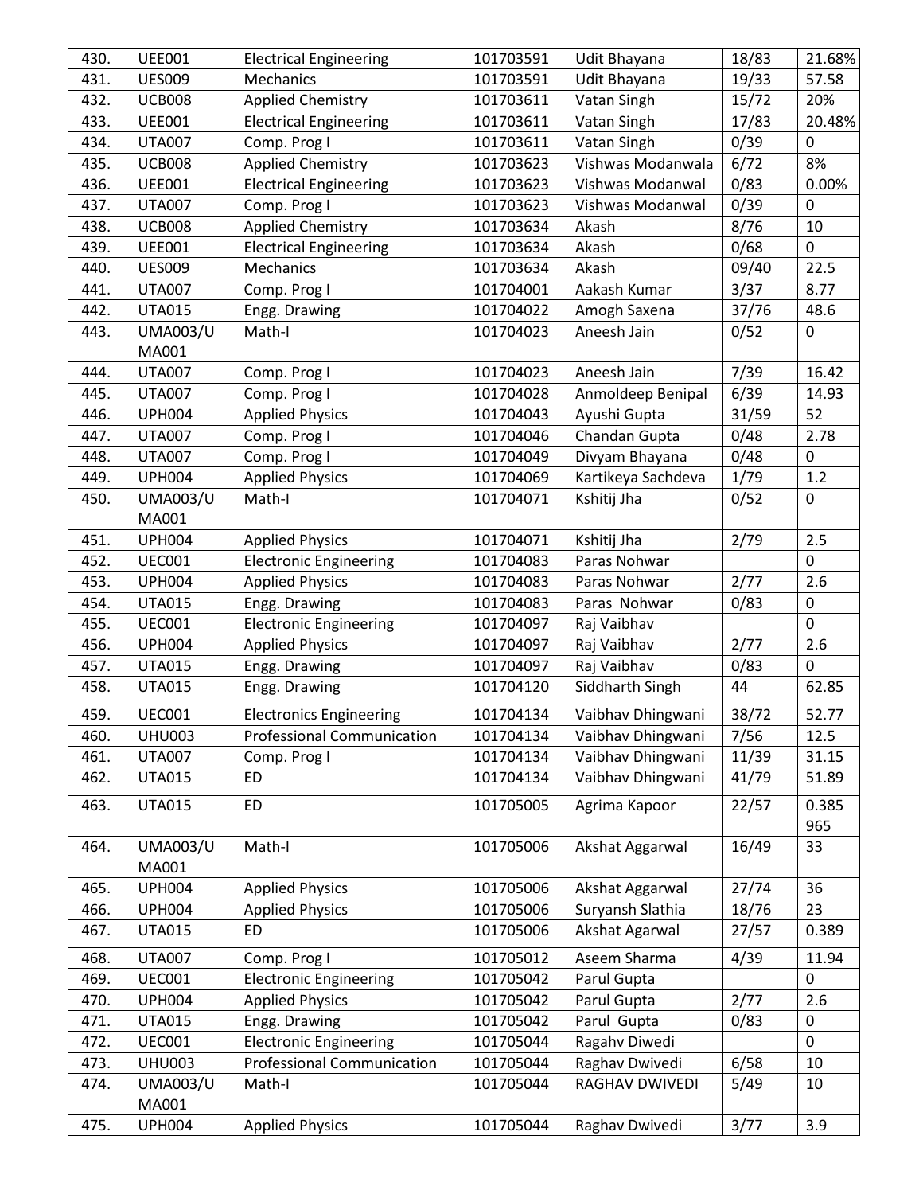| | | | | | | |
|---|---|---|---|---|---|---|
| 430. | UEE001 | Electrical Engineering | 101703591 | Udit Bhayana | 18/83 | 21.68% |
| 431. | UES009 | Mechanics | 101703591 | Udit Bhayana | 19/33 | 57.58 |
| 432. | UCB008 | Applied Chemistry | 101703611 | Vatan Singh | 15/72 | 20% |
| 433. | UEE001 | Electrical Engineering | 101703611 | Vatan Singh | 17/83 | 20.48% |
| 434. | UTA007 | Comp. Prog I | 101703611 | Vatan Singh | 0/39 | 0 |
| 435. | UCB008 | Applied Chemistry | 101703623 | Vishwas Modanwala | 6/72 | 8% |
| 436. | UEE001 | Electrical Engineering | 101703623 | Vishwas Modanwal | 0/83 | 0.00% |
| 437. | UTA007 | Comp. Prog I | 101703623 | Vishwas Modanwal | 0/39 | 0 |
| 438. | UCB008 | Applied Chemistry | 101703634 | Akash | 8/76 | 10 |
| 439. | UEE001 | Electrical Engineering | 101703634 | Akash | 0/68 | 0 |
| 440. | UES009 | Mechanics | 101703634 | Akash | 09/40 | 22.5 |
| 441. | UTA007 | Comp. Prog I | 101704001 | Aakash Kumar | 3/37 | 8.77 |
| 442. | UTA015 | Engg. Drawing | 101704022 | Amogh Saxena | 37/76 | 48.6 |
| 443. | UMA003/UMA001 | Math-I | 101704023 | Aneesh Jain | 0/52 | 0 |
| 444. | UTA007 | Comp. Prog I | 101704023 | Aneesh Jain | 7/39 | 16.42 |
| 445. | UTA007 | Comp. Prog I | 101704028 | Anmoldeep Benipal | 6/39 | 14.93 |
| 446. | UPH004 | Applied Physics | 101704043 | Ayushi Gupta | 31/59 | 52 |
| 447. | UTA007 | Comp. Prog I | 101704046 | Chandan Gupta | 0/48 | 2.78 |
| 448. | UTA007 | Comp. Prog I | 101704049 | Divyam Bhayana | 0/48 | 0 |
| 449. | UPH004 | Applied Physics | 101704069 | Kartikeya Sachdeva | 1/79 | 1.2 |
| 450. | UMA003/UMA001 | Math-I | 101704071 | Kshitij Jha | 0/52 | 0 |
| 451. | UPH004 | Applied Physics | 101704071 | Kshitij Jha | 2/79 | 2.5 |
| 452. | UEC001 | Electronic Engineering | 101704083 | Paras Nohwar | | 0 |
| 453. | UPH004 | Applied Physics | 101704083 | Paras Nohwar | 2/77 | 2.6 |
| 454. | UTA015 | Engg. Drawing | 101704083 | Paras Nohwar | 0/83 | 0 |
| 455. | UEC001 | Electronic Engineering | 101704097 | Raj Vaibhav | | 0 |
| 456. | UPH004 | Applied Physics | 101704097 | Raj Vaibhav | 2/77 | 2.6 |
| 457. | UTA015 | Engg. Drawing | 101704097 | Raj Vaibhav | 0/83 | 0 |
| 458. | UTA015 | Engg. Drawing | 101704120 | Siddharth Singh | 44 | 62.85 |
| 459. | UEC001 | Electronics Engineering | 101704134 | Vaibhav Dhingwani | 38/72 | 52.77 |
| 460. | UHU003 | Professional Communication | 101704134 | Vaibhav Dhingwani | 7/56 | 12.5 |
| 461. | UTA007 | Comp. Prog I | 101704134 | Vaibhav Dhingwani | 11/39 | 31.15 |
| 462. | UTA015 | ED | 101704134 | Vaibhav Dhingwani | 41/79 | 51.89 |
| 463. | UTA015 | ED | 101705005 | Agrima Kapoor | 22/57 | 0.385965 |
| 464. | UMA003/UMA001 | Math-I | 101705006 | Akshat Aggarwal | 16/49 | 33 |
| 465. | UPH004 | Applied Physics | 101705006 | Akshat Aggarwal | 27/74 | 36 |
| 466. | UPH004 | Applied Physics | 101705006 | Suryansh Slathia | 18/76 | 23 |
| 467. | UTA015 | ED | 101705006 | Akshat Agarwal | 27/57 | 0.389 |
| 468. | UTA007 | Comp. Prog I | 101705012 | Aseem Sharma | 4/39 | 11.94 |
| 469. | UEC001 | Electronic Engineering | 101705042 | Parul Gupta | | 0 |
| 470. | UPH004 | Applied Physics | 101705042 | Parul Gupta | 2/77 | 2.6 |
| 471. | UTA015 | Engg. Drawing | 101705042 | Parul Gupta | 0/83 | 0 |
| 472. | UEC001 | Electronic Engineering | 101705044 | Ragahv Diwedi | | 0 |
| 473. | UHU003 | Professional Communication | 101705044 | Raghav Dwivedi | 6/58 | 10 |
| 474. | UMA003/UMA001 | Math-I | 101705044 | RAGHAV DWIVEDI | 5/49 | 10 |
| 475. | UPH004 | Applied Physics | 101705044 | Raghav Dwivedi | 3/77 | 3.9 |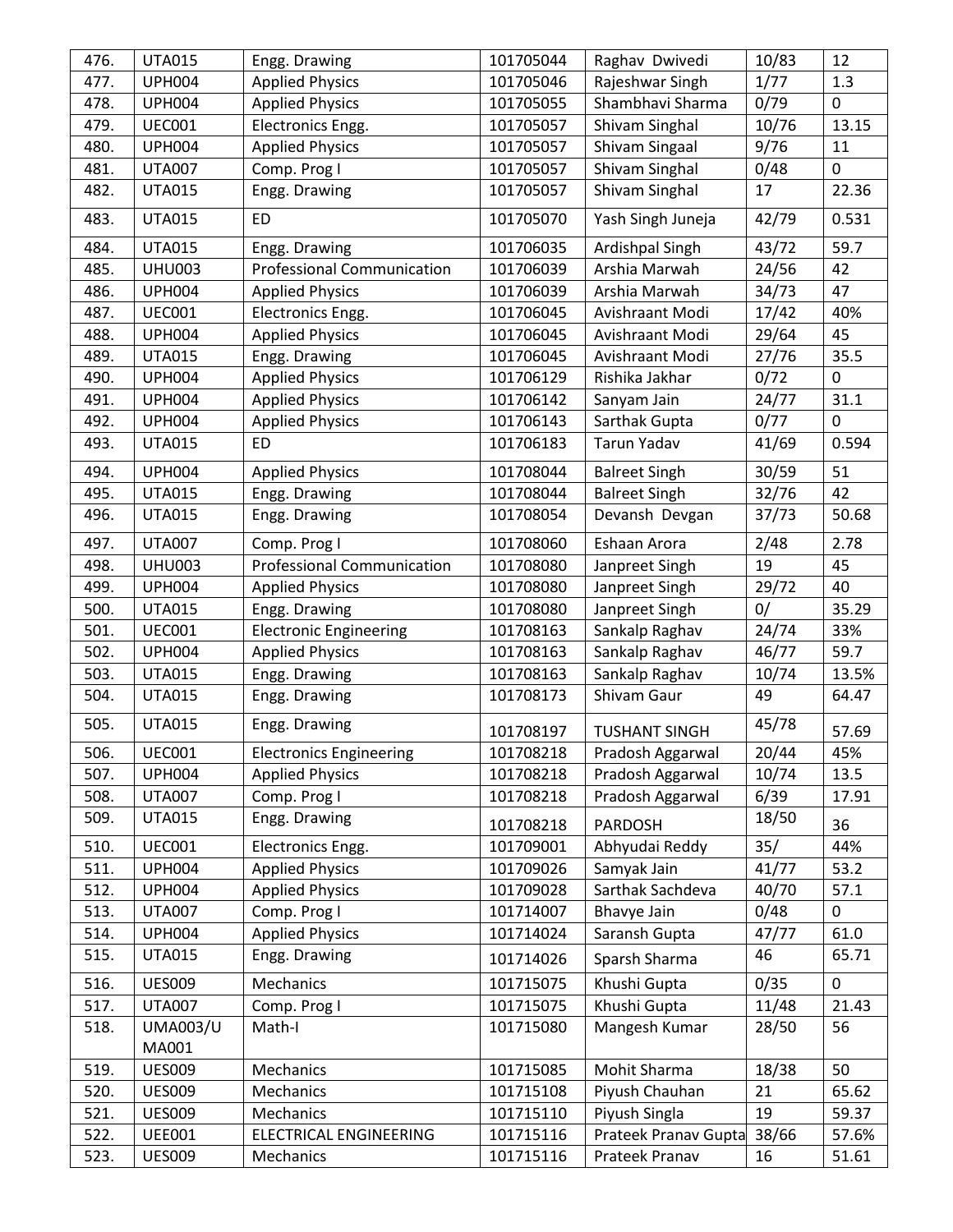| 476. | UTA015 | Engg. Drawing | 101705044 | Raghav Dwivedi | 10/83 | 12 |
|---|---|---|---|---|---|---|
| 477. | UPH004 | Applied Physics | 101705046 | Rajeshwar Singh | 1/77 | 1.3 |
| 478. | UPH004 | Applied Physics | 101705055 | Shambhavi Sharma | 0/79 | 0 |
| 479. | UEC001 | Electronics Engg. | 101705057 | Shivam Singhal | 10/76 | 13.15 |
| 480. | UPH004 | Applied Physics | 101705057 | Shivam Singaal | 9/76 | 11 |
| 481. | UTA007 | Comp. Prog I | 101705057 | Shivam Singhal | 0/48 | 0 |
| 482. | UTA015 | Engg. Drawing | 101705057 | Shivam Singhal | 17 | 22.36 |
| 483. | UTA015 | ED | 101705070 | Yash Singh Juneja | 42/79 | 0.531 |
| 484. | UTA015 | Engg. Drawing | 101706035 | Ardishpal Singh | 43/72 | 59.7 |
| 485. | UHU003 | Professional Communication | 101706039 | Arshia Marwah | 24/56 | 42 |
| 486. | UPH004 | Applied Physics | 101706039 | Arshia Marwah | 34/73 | 47 |
| 487. | UEC001 | Electronics Engg. | 101706045 | Avishraant Modi | 17/42 | 40% |
| 488. | UPH004 | Applied Physics | 101706045 | Avishraant Modi | 29/64 | 45 |
| 489. | UTA015 | Engg. Drawing | 101706045 | Avishraant Modi | 27/76 | 35.5 |
| 490. | UPH004 | Applied Physics | 101706129 | Rishika Jakhar | 0/72 | 0 |
| 491. | UPH004 | Applied Physics | 101706142 | Sanyam Jain | 24/77 | 31.1 |
| 492. | UPH004 | Applied Physics | 101706143 | Sarthak Gupta | 0/77 | 0 |
| 493. | UTA015 | ED | 101706183 | Tarun Yadav | 41/69 | 0.594 |
| 494. | UPH004 | Applied Physics | 101708044 | Balreet Singh | 30/59 | 51 |
| 495. | UTA015 | Engg. Drawing | 101708044 | Balreet Singh | 32/76 | 42 |
| 496. | UTA015 | Engg. Drawing | 101708054 | Devansh Devgan | 37/73 | 50.68 |
| 497. | UTA007 | Comp. Prog I | 101708060 | Eshaan Arora | 2/48 | 2.78 |
| 498. | UHU003 | Professional Communication | 101708080 | Janpreet Singh | 19 | 45 |
| 499. | UPH004 | Applied Physics | 101708080 | Janpreet Singh | 29/72 | 40 |
| 500. | UTA015 | Engg. Drawing | 101708080 | Janpreet Singh | 0/ | 35.29 |
| 501. | UEC001 | Electronic Engineering | 101708163 | Sankalp Raghav | 24/74 | 33% |
| 502. | UPH004 | Applied Physics | 101708163 | Sankalp Raghav | 46/77 | 59.7 |
| 503. | UTA015 | Engg. Drawing | 101708163 | Sankalp Raghav | 10/74 | 13.5% |
| 504. | UTA015 | Engg. Drawing | 101708173 | Shivam Gaur | 49 | 64.47 |
| 505. | UTA015 | Engg. Drawing | 101708197 | TUSHANT SINGH | 45/78 | 57.69 |
| 506. | UEC001 | Electronics Engineering | 101708218 | Pradosh Aggarwal | 20/44 | 45% |
| 507. | UPH004 | Applied Physics | 101708218 | Pradosh Aggarwal | 10/74 | 13.5 |
| 508. | UTA007 | Comp. Prog I | 101708218 | Pradosh Aggarwal | 6/39 | 17.91 |
| 509. | UTA015 | Engg. Drawing | 101708218 | PARDOSH | 18/50 | 36 |
| 510. | UEC001 | Electronics Engg. | 101709001 | Abhyudai Reddy | 35/ | 44% |
| 511. | UPH004 | Applied Physics | 101709026 | Samyak Jain | 41/77 | 53.2 |
| 512. | UPH004 | Applied Physics | 101709028 | Sarthak Sachdeva | 40/70 | 57.1 |
| 513. | UTA007 | Comp. Prog I | 101714007 | Bhavye Jain | 0/48 | 0 |
| 514. | UPH004 | Applied Physics | 101714024 | Saransh Gupta | 47/77 | 61.0 |
| 515. | UTA015 | Engg. Drawing | 101714026 | Sparsh Sharma | 46 | 65.71 |
| 516. | UES009 | Mechanics | 101715075 | Khushi Gupta | 0/35 | 0 |
| 517. | UTA007 | Comp. Prog I | 101715075 | Khushi Gupta | 11/48 | 21.43 |
| 518. | UMA003/UMA001 | Math-I | 101715080 | Mangesh Kumar | 28/50 | 56 |
| 519. | UES009 | Mechanics | 101715085 | Mohit Sharma | 18/38 | 50 |
| 520. | UES009 | Mechanics | 101715108 | Piyush Chauhan | 21 | 65.62 |
| 521. | UES009 | Mechanics | 101715110 | Piyush Singla | 19 | 59.37 |
| 522. | UEE001 | ELECTRICAL ENGINEERING | 101715116 | Prateek Pranav Gupta | 38/66 | 57.6% |
| 523. | UES009 | Mechanics | 101715116 | Prateek Pranav | 16 | 51.61 |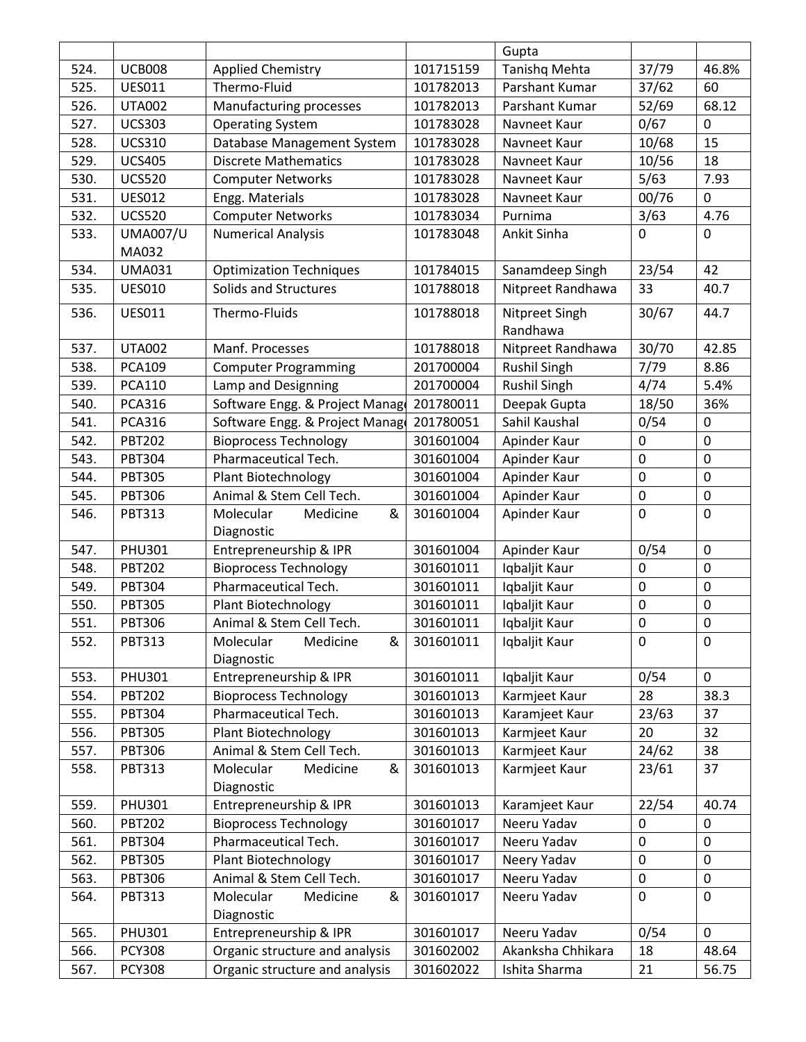| | | | | Gupta | | |
|---|---|---|---|---|---|---|
| 524. | UCB008 | Applied Chemistry | 101715159 | Tanishq Mehta | 37/79 | 46.8% |
| 525. | UES011 | Thermo-Fluid | 101782013 | Parshant Kumar | 37/62 | 60 |
| 526. | UTA002 | Manufacturing processes | 101782013 | Parshant Kumar | 52/69 | 68.12 |
| 527. | UCS303 | Operating System | 101783028 | Navneet Kaur | 0/67 | 0 |
| 528. | UCS310 | Database Management System | 101783028 | Navneet Kaur | 10/68 | 15 |
| 529. | UCS405 | Discrete Mathematics | 101783028 | Navneet Kaur | 10/56 | 18 |
| 530. | UCS520 | Computer Networks | 101783028 | Navneet Kaur | 5/63 | 7.93 |
| 531. | UES012 | Engg. Materials | 101783028 | Navneet Kaur | 00/76 | 0 |
| 532. | UCS520 | Computer Networks | 101783034 | Purnima | 3/63 | 4.76 |
| 533. | UMA007/UMA032 | Numerical Analysis | 101783048 | Ankit Sinha | 0 | 0 |
| 534. | UMA031 | Optimization Techniques | 101784015 | Sanamdeep Singh | 23/54 | 42 |
| 535. | UES010 | Solids and Structures | 101788018 | Nitpreet Randhawa | 33 | 40.7 |
| 536. | UES011 | Thermo-Fluids | 101788018 | Nitpreet Singh Randhawa | 30/67 | 44.7 |
| 537. | UTA002 | Manf. Processes | 101788018 | Nitpreet Randhawa | 30/70 | 42.85 |
| 538. | PCA109 | Computer Programming | 201700004 | Rushil Singh | 7/79 | 8.86 |
| 539. | PCA110 | Lamp and Designning | 201700004 | Rushil Singh | 4/74 | 5.4% |
| 540. | PCA316 | Software Engg. & Project Manag | 201780011 | Deepak Gupta | 18/50 | 36% |
| 541. | PCA316 | Software Engg. & Project Manag | 201780051 | Sahil Kaushal | 0/54 | 0 |
| 542. | PBT202 | Bioprocess Technology | 301601004 | Apinder Kaur | 0 | 0 |
| 543. | PBT304 | Pharmaceutical Tech. | 301601004 | Apinder Kaur | 0 | 0 |
| 544. | PBT305 | Plant Biotechnology | 301601004 | Apinder Kaur | 0 | 0 |
| 545. | PBT306 | Animal & Stem Cell Tech. | 301601004 | Apinder Kaur | 0 | 0 |
| 546. | PBT313 | Molecular Medicine & Diagnostic | 301601004 | Apinder Kaur | 0 | 0 |
| 547. | PHU301 | Entrepreneurship & IPR | 301601004 | Apinder Kaur | 0/54 | 0 |
| 548. | PBT202 | Bioprocess Technology | 301601011 | Iqbaljit Kaur | 0 | 0 |
| 549. | PBT304 | Pharmaceutical Tech. | 301601011 | Iqbaljit Kaur | 0 | 0 |
| 550. | PBT305 | Plant Biotechnology | 301601011 | Iqbaljit Kaur | 0 | 0 |
| 551. | PBT306 | Animal & Stem Cell Tech. | 301601011 | Iqbaljit Kaur | 0 | 0 |
| 552. | PBT313 | Molecular Medicine & Diagnostic | 301601011 | Iqbaljit Kaur | 0 | 0 |
| 553. | PHU301 | Entrepreneurship & IPR | 301601011 | Iqbaljit Kaur | 0/54 | 0 |
| 554. | PBT202 | Bioprocess Technology | 301601013 | Karmjeet Kaur | 28 | 38.3 |
| 555. | PBT304 | Pharmaceutical Tech. | 301601013 | Karamjeet Kaur | 23/63 | 37 |
| 556. | PBT305 | Plant Biotechnology | 301601013 | Karmjeet Kaur | 20 | 32 |
| 557. | PBT306 | Animal & Stem Cell Tech. | 301601013 | Karmjeet Kaur | 24/62 | 38 |
| 558. | PBT313 | Molecular Medicine & Diagnostic | 301601013 | Karmjeet Kaur | 23/61 | 37 |
| 559. | PHU301 | Entrepreneurship & IPR | 301601013 | Karamjeet Kaur | 22/54 | 40.74 |
| 560. | PBT202 | Bioprocess Technology | 301601017 | Neeru Yadav | 0 | 0 |
| 561. | PBT304 | Pharmaceutical Tech. | 301601017 | Neeru Yadav | 0 | 0 |
| 562. | PBT305 | Plant Biotechnology | 301601017 | Neery Yadav | 0 | 0 |
| 563. | PBT306 | Animal & Stem Cell Tech. | 301601017 | Neeru Yadav | 0 | 0 |
| 564. | PBT313 | Molecular Medicine & Diagnostic | 301601017 | Neeru Yadav | 0 | 0 |
| 565. | PHU301 | Entrepreneurship & IPR | 301601017 | Neeru Yadav | 0/54 | 0 |
| 566. | PCY308 | Organic structure and analysis | 301602002 | Akanksha Chhikara | 18 | 48.64 |
| 567. | PCY308 | Organic structure and analysis | 301602022 | Ishita Sharma | 21 | 56.75 |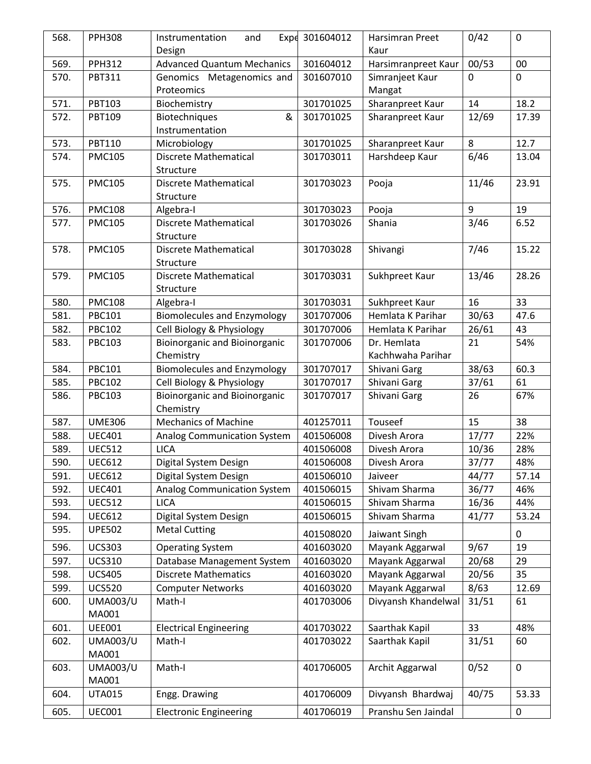| 568. | PPH308 | Instrumentation and Expe Design | 301604012 | Harsimran Preet Kaur | 0/42 | 0 |
|---|---|---|---|---|---|---|
| 569. | PPH312 | Advanced Quantum Mechanics | 301604012 | Harsimranpreet Kaur | 00/53 | 00 |
| 570. | PBT311 | Genomics Metagenomics and Proteomics | 301607010 | Simranjeet Kaur Mangat | 0 | 0 |
| 571. | PBT103 | Biochemistry | 301701025 | Sharanpreet Kaur | 14 | 18.2 |
| 572. | PBT109 | Biotechniques & Instrumentation | 301701025 | Sharanpreet Kaur | 12/69 | 17.39 |
| 573. | PBT110 | Microbiology | 301701025 | Sharanpreet Kaur | 8 | 12.7 |
| 574. | PMC105 | Discrete Mathematical Structure | 301703011 | Harshdeep Kaur | 6/46 | 13.04 |
| 575. | PMC105 | Discrete Mathematical Structure | 301703023 | Pooja | 11/46 | 23.91 |
| 576. | PMC108 | Algebra-I | 301703023 | Pooja | 9 | 19 |
| 577. | PMC105 | Discrete Mathematical Structure | 301703026 | Shania | 3/46 | 6.52 |
| 578. | PMC105 | Discrete Mathematical Structure | 301703028 | Shivangi | 7/46 | 15.22 |
| 579. | PMC105 | Discrete Mathematical Structure | 301703031 | Sukhpreet Kaur | 13/46 | 28.26 |
| 580. | PMC108 | Algebra-I | 301703031 | Sukhpreet Kaur | 16 | 33 |
| 581. | PBC101 | Biomolecules and Enzymology | 301707006 | Hemlata K Parihar | 30/63 | 47.6 |
| 582. | PBC102 | Cell Biology & Physiology | 301707006 | Hemlata K Parihar | 26/61 | 43 |
| 583. | PBC103 | Bioinorganic and Bioinorganic Chemistry | 301707006 | Dr. Hemlata Kachhwaha Parihar | 21 | 54% |
| 584. | PBC101 | Biomolecules and Enzymology | 301707017 | Shivani Garg | 38/63 | 60.3 |
| 585. | PBC102 | Cell Biology & Physiology | 301707017 | Shivani Garg | 37/61 | 61 |
| 586. | PBC103 | Bioinorganic and Bioinorganic Chemistry | 301707017 | Shivani Garg | 26 | 67% |
| 587. | UME306 | Mechanics of Machine | 401257011 | Touseef | 15 | 38 |
| 588. | UEC401 | Analog Communication System | 401506008 | Divesh Arora | 17/77 | 22% |
| 589. | UEC512 | LICA | 401506008 | Divesh Arora | 10/36 | 28% |
| 590. | UEC612 | Digital System Design | 401506008 | Divesh Arora | 37/77 | 48% |
| 591. | UEC612 | Digital System Design | 401506010 | Jaiveer | 44/77 | 57.14 |
| 592. | UEC401 | Analog Communication System | 401506015 | Shivam Sharma | 36/77 | 46% |
| 593. | UEC512 | LICA | 401506015 | Shivam Sharma | 16/36 | 44% |
| 594. | UEC612 | Digital System Design | 401506015 | Shivam Sharma | 41/77 | 53.24 |
| 595. | UPE502 | Metal Cutting | 401508020 | Jaiwant Singh | | 0 |
| 596. | UCS303 | Operating System | 401603020 | Mayank Aggarwal | 9/67 | 19 |
| 597. | UCS310 | Database Management System | 401603020 | Mayank Aggarwal | 20/68 | 29 |
| 598. | UCS405 | Discrete Mathematics | 401603020 | Mayank Aggarwal | 20/56 | 35 |
| 599. | UCS520 | Computer Networks | 401603020 | Mayank Aggarwal | 8/63 | 12.69 |
| 600. | UMA003/UMA001 | Math-I | 401703006 | Divyansh Khandelwal | 31/51 | 61 |
| 601. | UEE001 | Electrical Engineering | 401703022 | Saarthak Kapil | 33 | 48% |
| 602. | UMA003/UMA001 | Math-I | 401703022 | Saarthak Kapil | 31/51 | 60 |
| 603. | UMA003/UMA001 | Math-I | 401706005 | Archit Aggarwal | 0/52 | 0 |
| 604. | UTA015 | Engg. Drawing | 401706009 | Divyansh Bhardwaj | 40/75 | 53.33 |
| 605. | UEC001 | Electronic Engineering | 401706019 | Pranshu Sen Jaindal | | 0 |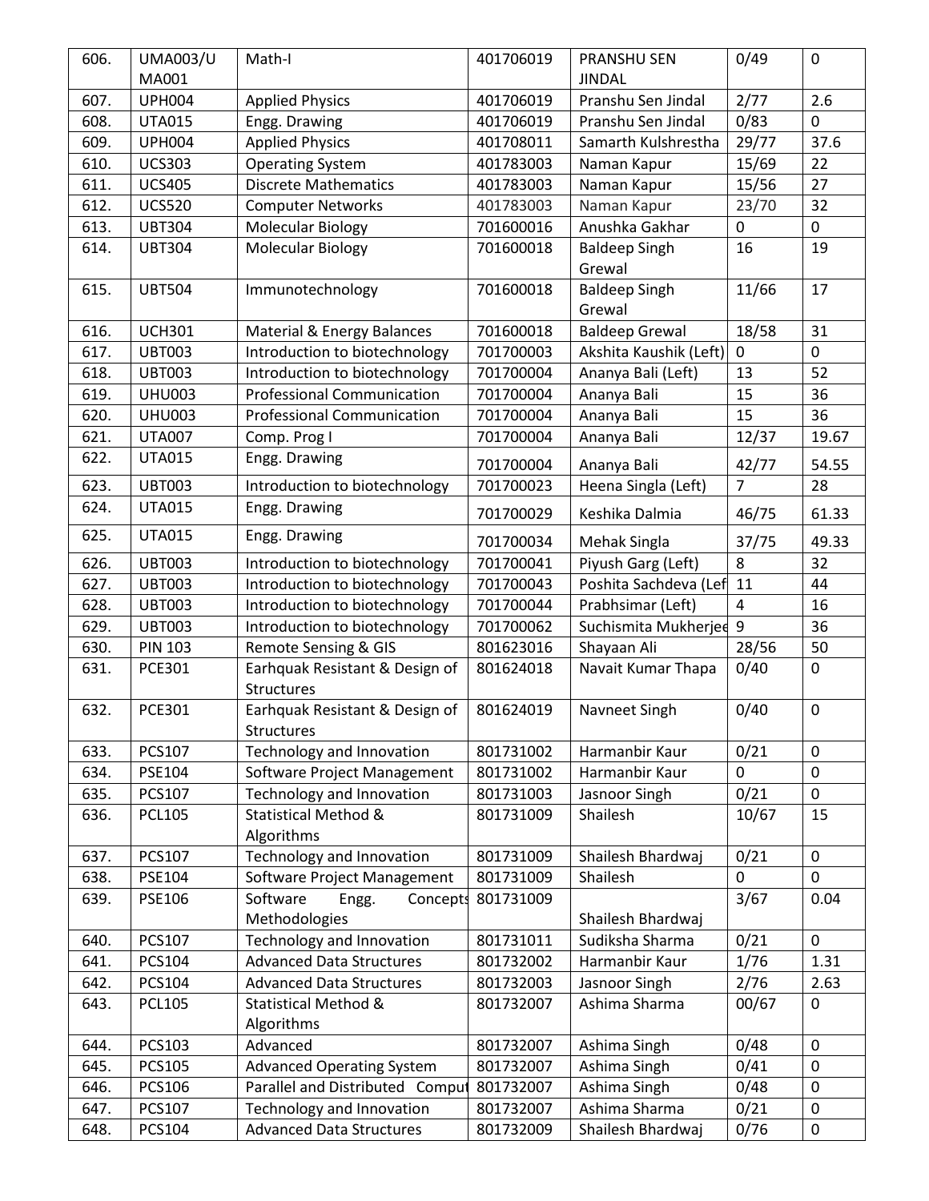| 606. | UMA003/UMA001 | Math-I | 401706019 | PRANSHU SEN JINDAL | 0/49 | 0 |
|---|---|---|---|---|---|---|
| 607. | UPH004 | Applied Physics | 401706019 | Pranshu Sen Jindal | 2/77 | 2.6 |
| 608. | UTA015 | Engg. Drawing | 401706019 | Pranshu Sen Jindal | 0/83 | 0 |
| 609. | UPH004 | Applied Physics | 401708011 | Samarth Kulshrestha | 29/77 | 37.6 |
| 610. | UCS303 | Operating System | 401783003 | Naman Kapur | 15/69 | 22 |
| 611. | UCS405 | Discrete Mathematics | 401783003 | Naman Kapur | 15/56 | 27 |
| 612. | UCS520 | Computer Networks | 401783003 | Naman Kapur | 23/70 | 32 |
| 613. | UBT304 | Molecular Biology | 701600016 | Anushka Gakhar | 0 | 0 |
| 614. | UBT304 | Molecular Biology | 701600018 | Baldeep Singh Grewal | 16 | 19 |
| 615. | UBT504 | Immunotechnology | 701600018 | Baldeep Singh Grewal | 11/66 | 17 |
| 616. | UCH301 | Material & Energy Balances | 701600018 | Baldeep Grewal | 18/58 | 31 |
| 617. | UBT003 | Introduction to biotechnology | 701700003 | Akshita Kaushik (Left) | 0 | 0 |
| 618. | UBT003 | Introduction to biotechnology | 701700004 | Ananya Bali (Left) | 13 | 52 |
| 619. | UHU003 | Professional Communication | 701700004 | Ananya Bali | 15 | 36 |
| 620. | UHU003 | Professional Communication | 701700004 | Ananya Bali | 15 | 36 |
| 621. | UTA007 | Comp. Prog I | 701700004 | Ananya Bali | 12/37 | 19.67 |
| 622. | UTA015 | Engg. Drawing | 701700004 | Ananya Bali | 42/77 | 54.55 |
| 623. | UBT003 | Introduction to biotechnology | 701700023 | Heena Singla (Left) | 7 | 28 |
| 624. | UTA015 | Engg. Drawing | 701700029 | Keshika Dalmia | 46/75 | 61.33 |
| 625. | UTA015 | Engg. Drawing | 701700034 | Mehak Singla | 37/75 | 49.33 |
| 626. | UBT003 | Introduction to biotechnology | 701700041 | Piyush Garg (Left) | 8 | 32 |
| 627. | UBT003 | Introduction to biotechnology | 701700043 | Poshita Sachdeva (Lef | 11 | 44 |
| 628. | UBT003 | Introduction to biotechnology | 701700044 | Prabhsimar (Left) | 4 | 16 |
| 629. | UBT003 | Introduction to biotechnology | 701700062 | Suchismita Mukherjee | 9 | 36 |
| 630. | PIN 103 | Remote Sensing & GIS | 801623016 | Shayaan Ali | 28/56 | 50 |
| 631. | PCE301 | Earhquak Resistant & Design of Structures | 801624018 | Navait Kumar Thapa | 0/40 | 0 |
| 632. | PCE301 | Earhquak Resistant & Design of Structures | 801624019 | Navneet Singh | 0/40 | 0 |
| 633. | PCS107 | Technology and Innovation | 801731002 | Harmanbir Kaur | 0/21 | 0 |
| 634. | PSE104 | Software Project Management | 801731002 | Harmanbir Kaur | 0 | 0 |
| 635. | PCS107 | Technology and Innovation | 801731003 | Jasnoor Singh | 0/21 | 0 |
| 636. | PCL105 | Statistical Method & Algorithms | 801731009 | Shailesh | 10/67 | 15 |
| 637. | PCS107 | Technology and Innovation | 801731009 | Shailesh Bhardwaj | 0/21 | 0 |
| 638. | PSE104 | Software Project Management | 801731009 | Shailesh | 0 | 0 |
| 639. | PSE106 | Software Engg. Concepts Methodologies | 801731009 | Shailesh Bhardwaj | 3/67 | 0.04 |
| 640. | PCS107 | Technology and Innovation | 801731011 | Sudiksha Sharma | 0/21 | 0 |
| 641. | PCS104 | Advanced Data Structures | 801732002 | Harmanbir Kaur | 1/76 | 1.31 |
| 642. | PCS104 | Advanced Data Structures | 801732003 | Jasnoor Singh | 2/76 | 2.63 |
| 643. | PCL105 | Statistical Method & Algorithms | 801732007 | Ashima Sharma | 00/67 | 0 |
| 644. | PCS103 | Advanced | 801732007 | Ashima Singh | 0/48 | 0 |
| 645. | PCS105 | Advanced Operating System | 801732007 | Ashima Singh | 0/41 | 0 |
| 646. | PCS106 | Parallel and Distributed Comput | 801732007 | Ashima Singh | 0/48 | 0 |
| 647. | PCS107 | Technology and Innovation | 801732007 | Ashima Sharma | 0/21 | 0 |
| 648. | PCS104 | Advanced Data Structures | 801732009 | Shailesh Bhardwaj | 0/76 | 0 |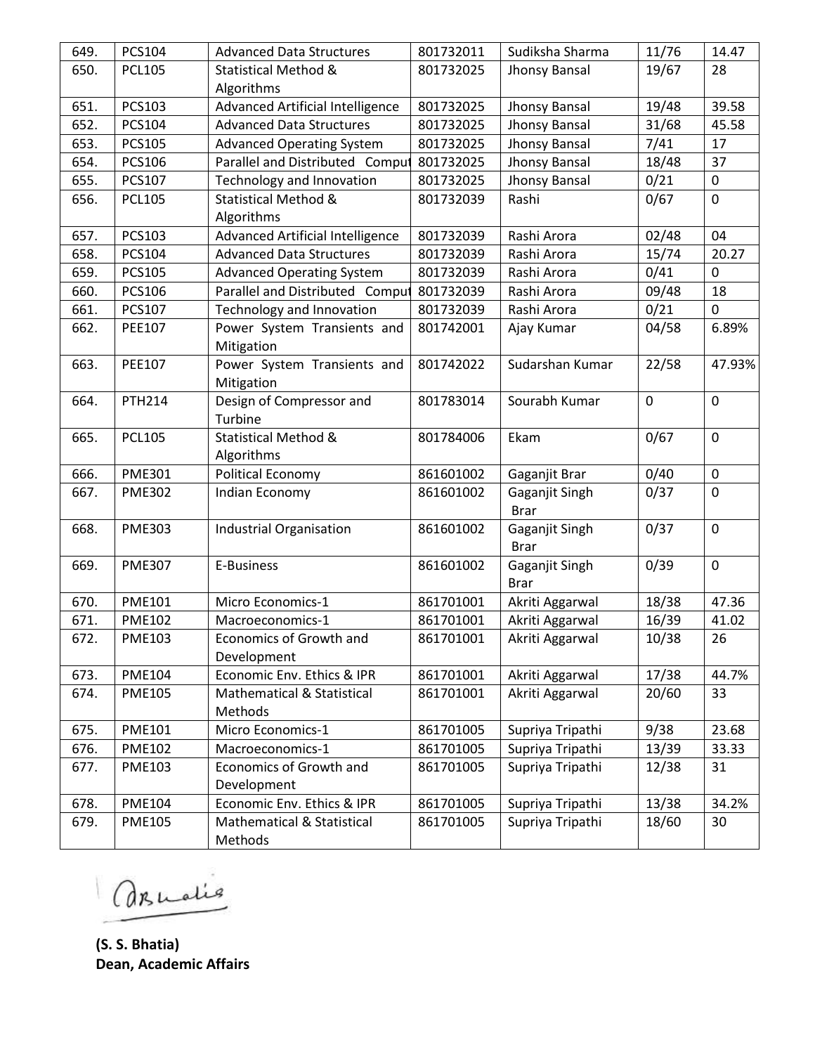| | | | | | | |
|---|---|---|---|---|---|---|
| 649. | PCS104 | Advanced Data Structures | 801732011 | Sudiksha Sharma | 11/76 | 14.47 |
| 650. | PCL105 | Statistical Method & Algorithms | 801732025 | Jhonsy Bansal | 19/67 | 28 |
| 651. | PCS103 | Advanced Artificial Intelligence | 801732025 | Jhonsy Bansal | 19/48 | 39.58 |
| 652. | PCS104 | Advanced Data Structures | 801732025 | Jhonsy Bansal | 31/68 | 45.58 |
| 653. | PCS105 | Advanced Operating System | 801732025 | Jhonsy Bansal | 7/41 | 17 |
| 654. | PCS106 | Parallel and Distributed Comput | 801732025 | Jhonsy Bansal | 18/48 | 37 |
| 655. | PCS107 | Technology and Innovation | 801732025 | Jhonsy Bansal | 0/21 | 0 |
| 656. | PCL105 | Statistical Method & Algorithms | 801732039 | Rashi | 0/67 | 0 |
| 657. | PCS103 | Advanced Artificial Intelligence | 801732039 | Rashi Arora | 02/48 | 04 |
| 658. | PCS104 | Advanced Data Structures | 801732039 | Rashi Arora | 15/74 | 20.27 |
| 659. | PCS105 | Advanced Operating System | 801732039 | Rashi Arora | 0/41 | 0 |
| 660. | PCS106 | Parallel and Distributed Comput | 801732039 | Rashi Arora | 09/48 | 18 |
| 661. | PCS107 | Technology and Innovation | 801732039 | Rashi Arora | 0/21 | 0 |
| 662. | PEE107 | Power System Transients and Mitigation | 801742001 | Ajay Kumar | 04/58 | 6.89% |
| 663. | PEE107 | Power System Transients and Mitigation | 801742022 | Sudarshan Kumar | 22/58 | 47.93% |
| 664. | PTH214 | Design of Compressor and Turbine | 801783014 | Sourabh Kumar | 0 | 0 |
| 665. | PCL105 | Statistical Method & Algorithms | 801784006 | Ekam | 0/67 | 0 |
| 666. | PME301 | Political Economy | 861601002 | Gaganjit Brar | 0/40 | 0 |
| 667. | PME302 | Indian Economy | 861601002 | Gaganjit Singh Brar | 0/37 | 0 |
| 668. | PME303 | Industrial Organisation | 861601002 | Gaganjit Singh Brar | 0/37 | 0 |
| 669. | PME307 | E-Business | 861601002 | Gaganjit Singh Brar | 0/39 | 0 |
| 670. | PME101 | Micro Economics-1 | 861701001 | Akriti Aggarwal | 18/38 | 47.36 |
| 671. | PME102 | Macroeconomics-1 | 861701001 | Akriti Aggarwal | 16/39 | 41.02 |
| 672. | PME103 | Economics of Growth and Development | 861701001 | Akriti Aggarwal | 10/38 | 26 |
| 673. | PME104 | Economic Env. Ethics & IPR | 861701001 | Akriti Aggarwal | 17/38 | 44.7% |
| 674. | PME105 | Mathematical & Statistical Methods | 861701001 | Akriti Aggarwal | 20/60 | 33 |
| 675. | PME101 | Micro Economics-1 | 861701005 | Supriya Tripathi | 9/38 | 23.68 |
| 676. | PME102 | Macroeconomics-1 | 861701005 | Supriya Tripathi | 13/39 | 33.33 |
| 677. | PME103 | Economics of Growth and Development | 861701005 | Supriya Tripathi | 12/38 | 31 |
| 678. | PME104 | Economic Env. Ethics & IPR | 861701005 | Supriya Tripathi | 13/38 | 34.2% |
| 679. | PME105 | Mathematical & Statistical Methods | 861701005 | Supriya Tripathi | 18/60 | 30 |

**(S. S. Bhatia)**
**Dean, Academic Affairs**